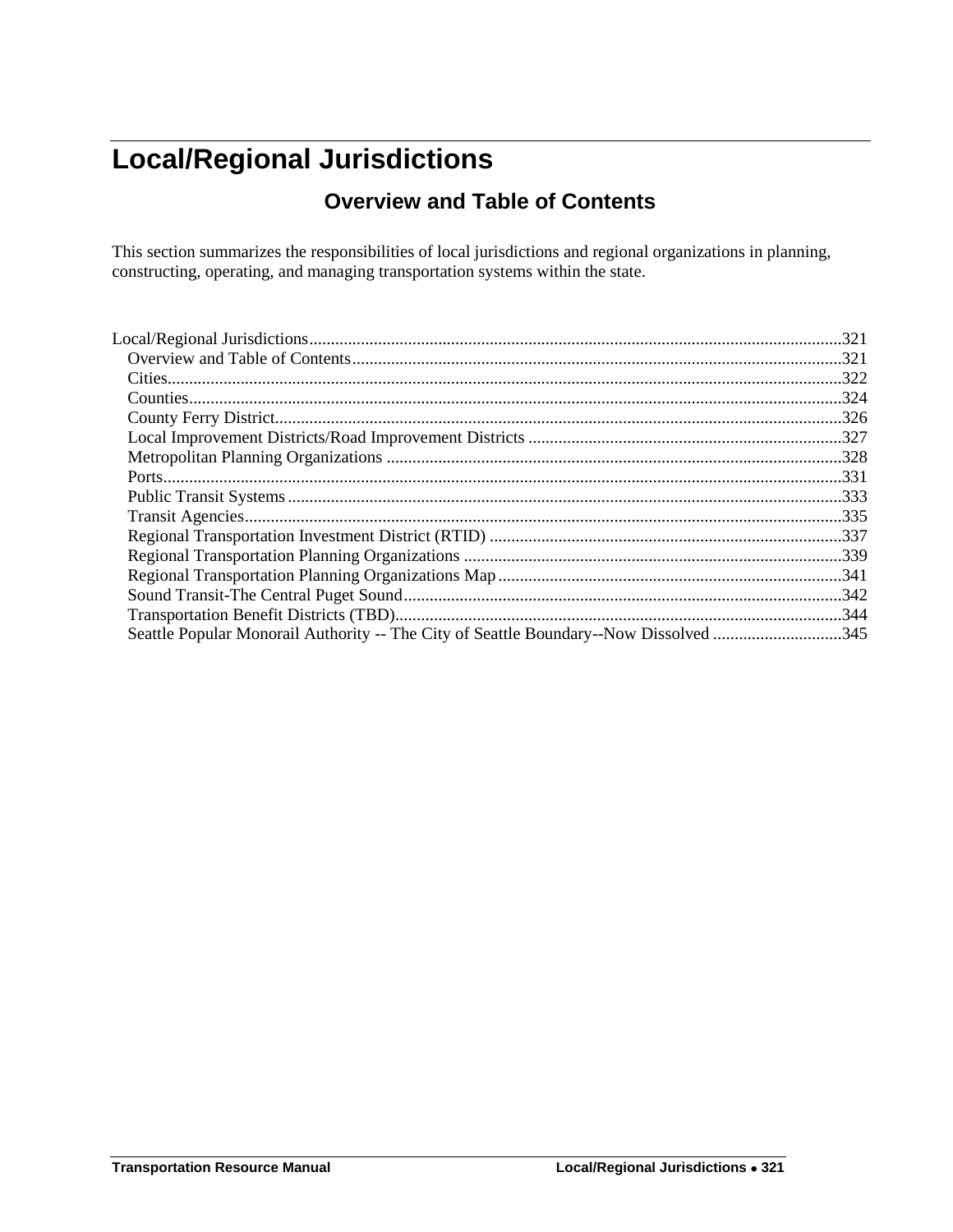# Local/Regional Jurisdictions

## Overview and Table of Contents

This section summarizes the responsibilities of local jurisdictions and regional organizations in planning, constructing, operating, and managing transportation systems within the state.

Local/Regional Jurisdictions............................................................................................................................321
- Overview and Table of Contents.................................................................................................................321
- Cities...........................................................................................................................................................322
- Counties......................................................................................................................................................324
- County Ferry District..................................................................................................................................326
- Local Improvement Districts/Road Improvement Districts ........................................................................327
- Metropolitan Planning Organizations .........................................................................................................328
- Ports............................................................................................................................................................331
- Public Transit Systems................................................................................................................................333
- Transit Agencies.........................................................................................................................................335
- Regional Transportation Investment District (RTID) .................................................................................337
- Regional Transportation Planning Organizations .......................................................................................339
- Regional Transportation Planning Organizations Map...............................................................................341
- Sound Transit-The Central Puget Sound.....................................................................................................342
- Transportation Benefit Districts (TBD).......................................................................................................344
- Seattle Popular Monorail Authority -- The City of Seattle Boundary--Now Dissolved .............................345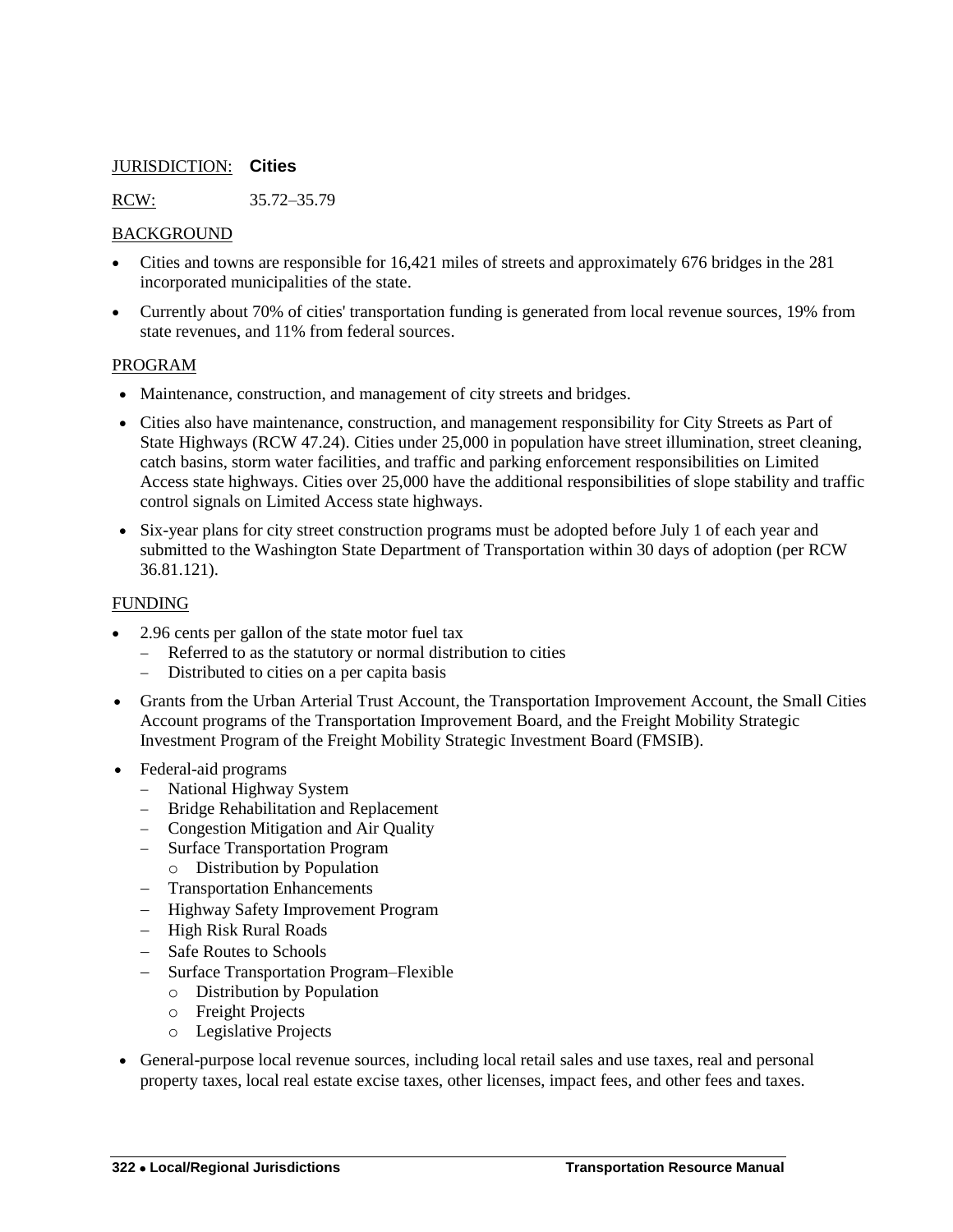JURISDICTION: **Cities**

RCW: 35.72–35.79

## BACKGROUND

- Cities and towns are responsible for 16,421 miles of streets and approximately 676 bridges in the 281 incorporated municipalities of the state.
- Currently about 70% of cities' transportation funding is generated from local revenue sources, 19% from state revenues, and 11% from federal sources.

## PROGRAM

- Maintenance, construction, and management of city streets and bridges.
- Cities also have maintenance, construction, and management responsibility for City Streets as Part of State Highways (RCW 47.24). Cities under 25,000 in population have street illumination, street cleaning, catch basins, storm water facilities, and traffic and parking enforcement responsibilities on Limited Access state highways. Cities over 25,000 have the additional responsibilities of slope stability and traffic control signals on Limited Access state highways.
- Six-year plans for city street construction programs must be adopted before July 1 of each year and submitted to the Washington State Department of Transportation within 30 days of adoption (per RCW 36.81.121).

## FUNDING

- 2.96 cents per gallon of the state motor fuel tax
  - Referred to as the statutory or normal distribution to cities
  - Distributed to cities on a per capita basis
- Grants from the Urban Arterial Trust Account, the Transportation Improvement Account, the Small Cities Account programs of the Transportation Improvement Board, and the Freight Mobility Strategic Investment Program of the Freight Mobility Strategic Investment Board (FMSIB).
- Federal-aid programs
  - National Highway System
  - Bridge Rehabilitation and Replacement
  - Congestion Mitigation and Air Quality
  - Surface Transportation Program
    - Distribution by Population
  - Transportation Enhancements
  - Highway Safety Improvement Program
  - High Risk Rural Roads
  - Safe Routes to Schools
  - Surface Transportation Program–Flexible
    - Distribution by Population
    - Freight Projects
    - Legislative Projects
- General-purpose local revenue sources, including local retail sales and use taxes, real and personal property taxes, local real estate excise taxes, other licenses, impact fees, and other fees and taxes.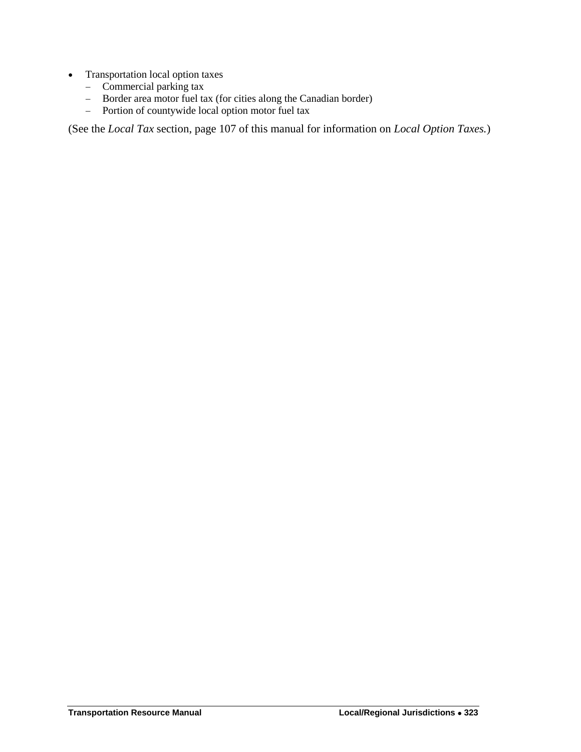- Transportation local option taxes
  - Commercial parking tax
  - Border area motor fuel tax (for cities along the Canadian border)
  - Portion of countywide local option motor fuel tax

(See the *Local Tax* section, page 107 of this manual for information on *Local Option Taxes.*)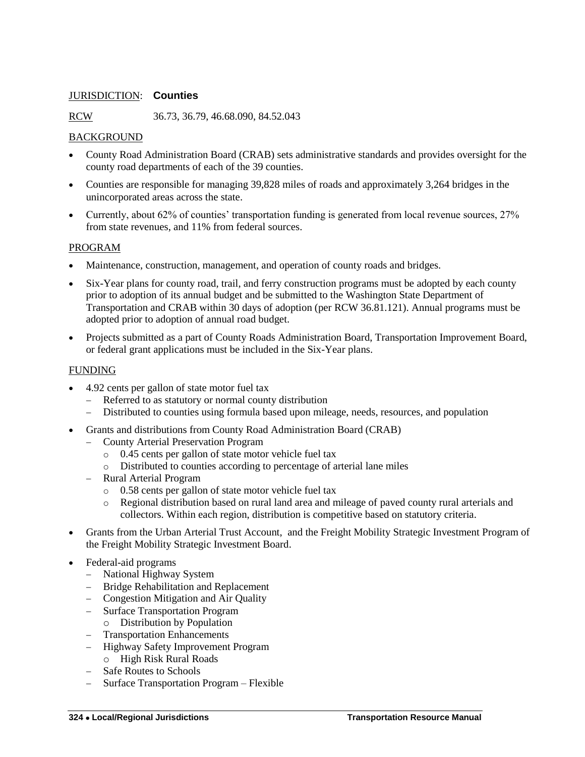JURISDICTION: **Counties**

RCW 36.73, 36.79, 46.68.090, 84.52.043

BACKGROUND

- County Road Administration Board (CRAB) sets administrative standards and provides oversight for the county road departments of each of the 39 counties.
- Counties are responsible for managing 39,828 miles of roads and approximately 3,264 bridges in the unincorporated areas across the state.
- Currently, about 62% of counties' transportation funding is generated from local revenue sources, 27% from state revenues, and 11% from federal sources.

PROGRAM

- Maintenance, construction, management, and operation of county roads and bridges.
- Six-Year plans for county road, trail, and ferry construction programs must be adopted by each county prior to adoption of its annual budget and be submitted to the Washington State Department of Transportation and CRAB within 30 days of adoption (per RCW 36.81.121). Annual programs must be adopted prior to adoption of annual road budget.
- Projects submitted as a part of County Roads Administration Board, Transportation Improvement Board, or federal grant applications must be included in the Six-Year plans.

FUNDING

- 4.92 cents per gallon of state motor fuel tax
  - Referred to as statutory or normal county distribution
  - Distributed to counties using formula based upon mileage, needs, resources, and population
- Grants and distributions from County Road Administration Board (CRAB)
  - County Arterial Preservation Program
    - 0.45 cents per gallon of state motor vehicle fuel tax
    - Distributed to counties according to percentage of arterial lane miles
  - Rural Arterial Program
    - 0.58 cents per gallon of state motor vehicle fuel tax
    - Regional distribution based on rural land area and mileage of paved county rural arterials and collectors. Within each region, distribution is competitive based on statutory criteria.
- Grants from the Urban Arterial Trust Account, and the Freight Mobility Strategic Investment Program of the Freight Mobility Strategic Investment Board.
- Federal-aid programs
  - National Highway System
  - Bridge Rehabilitation and Replacement
  - Congestion Mitigation and Air Quality
  - Surface Transportation Program
    - Distribution by Population
  - Transportation Enhancements
  - Highway Safety Improvement Program
    - High Risk Rural Roads
  - Safe Routes to Schools
  - Surface Transportation Program – Flexible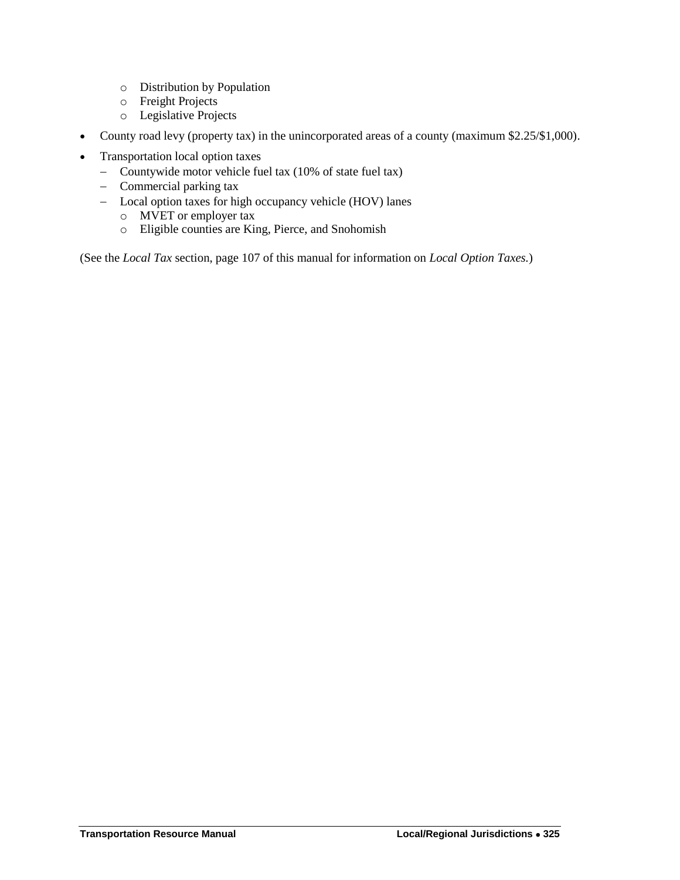- Distribution by Population
    - Freight Projects
    - Legislative Projects

- County road levy (property tax) in the unincorporated areas of a county (maximum $2.25/$1,000).
- Transportation local option taxes
  - Countywide motor vehicle fuel tax (10% of state fuel tax)
  - Commercial parking tax
  - Local option taxes for high occupancy vehicle (HOV) lanes
    - MVET or employer tax
    - Eligible counties are King, Pierce, and Snohomish

(See the *Local Tax* section, page 107 of this manual for information on *Local Option Taxes*.)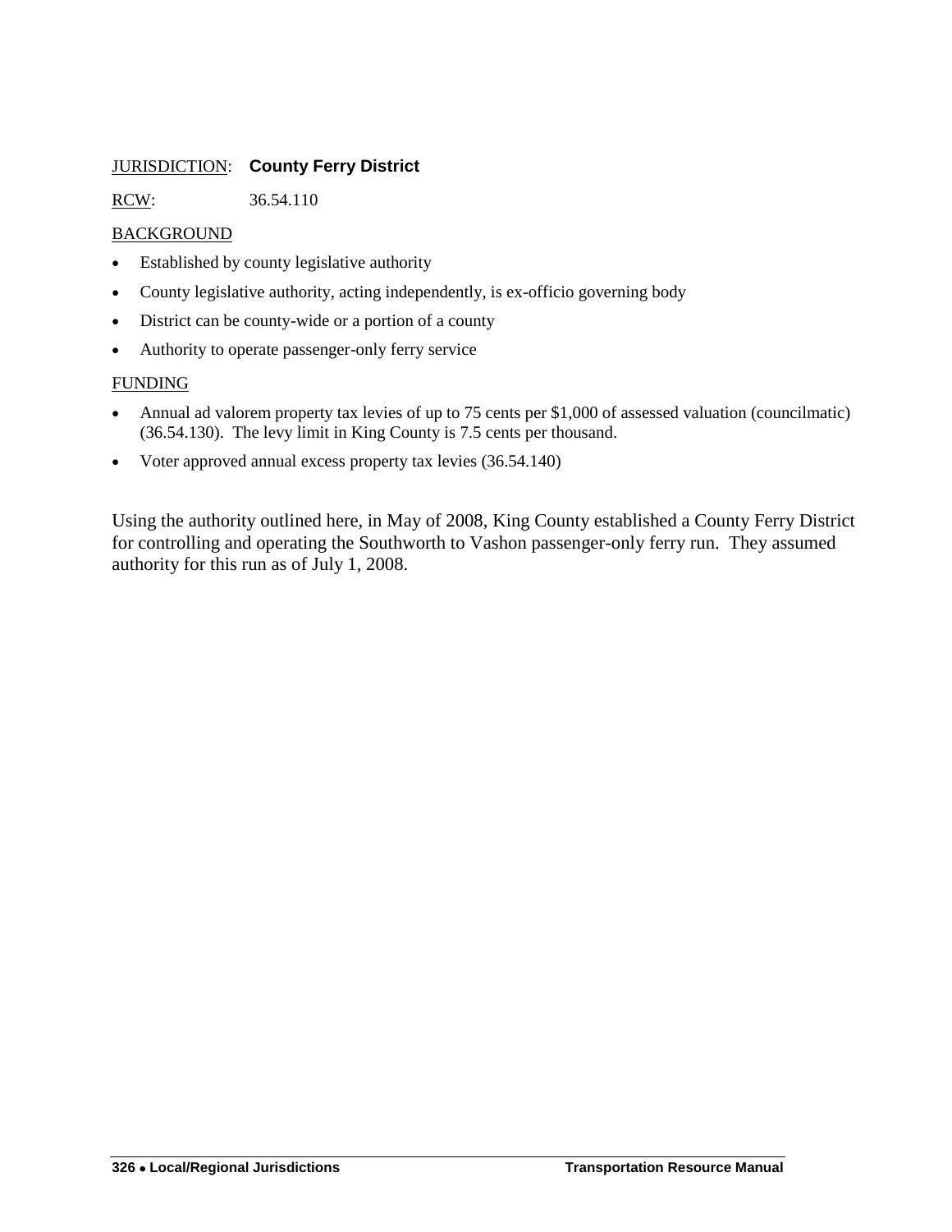JURISDICTION: **County Ferry District**

RCW: 36.54.110

BACKGROUND

- Established by county legislative authority
- County legislative authority, acting independently, is ex-officio governing body
- District can be county-wide or a portion of a county
- Authority to operate passenger-only ferry service

FUNDING

- Annual ad valorem property tax levies of up to 75 cents per $1,000 of assessed valuation (councilmatic) (36.54.130). The levy limit in King County is 7.5 cents per thousand.
- Voter approved annual excess property tax levies (36.54.140)

Using the authority outlined here, in May of 2008, King County established a County Ferry District for controlling and operating the Southworth to Vashon passenger-only ferry run. They assumed authority for this run as of July 1, 2008.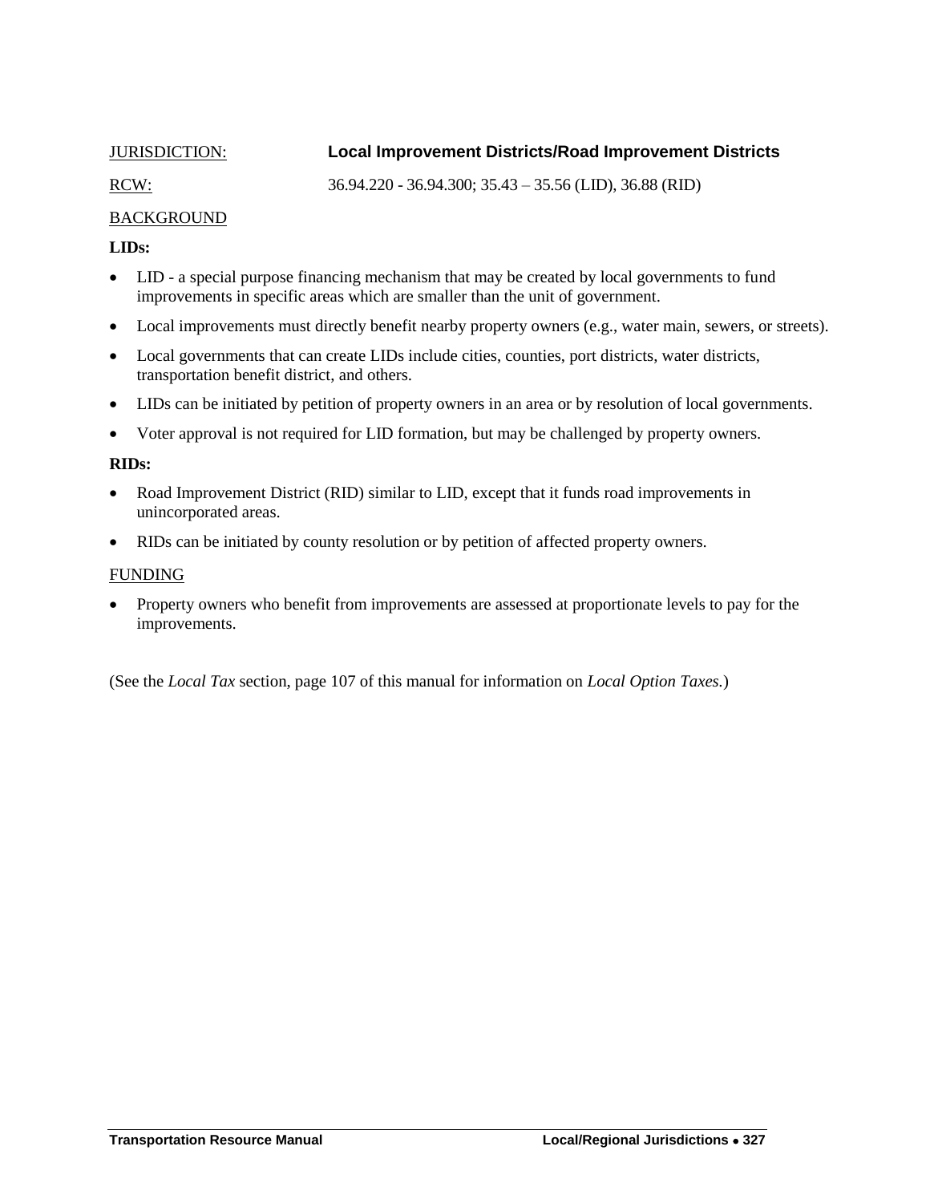JURISDICTION: **Local Improvement Districts/Road Improvement Districts**

RCW: 36.94.220 - 36.94.300; 35.43 – 35.56 (LID), 36.88 (RID)

BACKGROUND

**LIDs:**

- LID - a special purpose financing mechanism that may be created by local governments to fund improvements in specific areas which are smaller than the unit of government.
- Local improvements must directly benefit nearby property owners (e.g., water main, sewers, or streets).
- Local governments that can create LIDs include cities, counties, port districts, water districts, transportation benefit district, and others.
- LIDs can be initiated by petition of property owners in an area or by resolution of local governments.
- Voter approval is not required for LID formation, but may be challenged by property owners.

**RIDs:**

- Road Improvement District (RID) similar to LID, except that it funds road improvements in unincorporated areas.
- RIDs can be initiated by county resolution or by petition of affected property owners.

FUNDING

- Property owners who benefit from improvements are assessed at proportionate levels to pay for the improvements.

(See the *Local Tax* section, page 107 of this manual for information on *Local Option Taxes.*)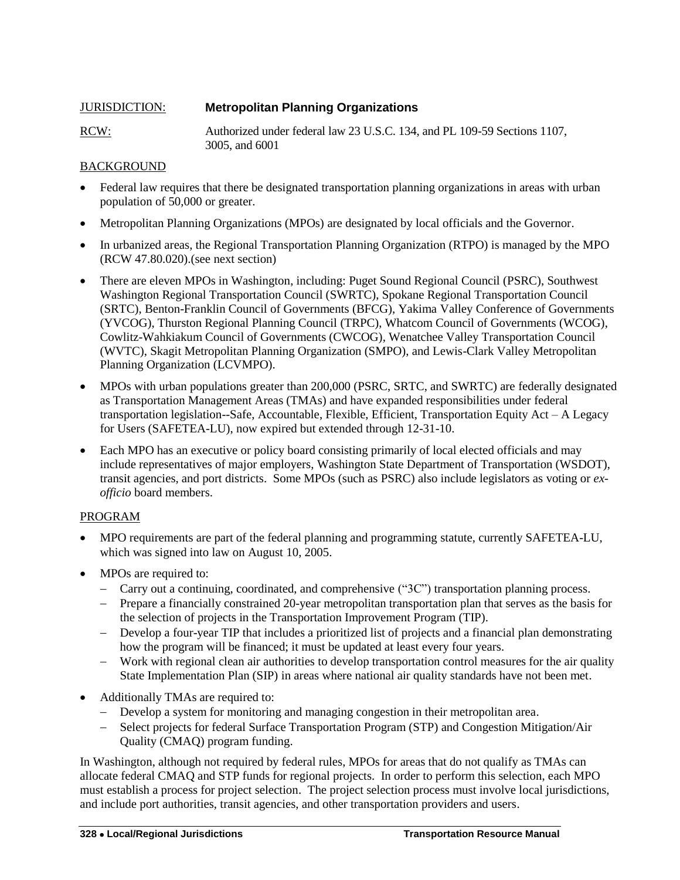JURISDICTION: **Metropolitan Planning Organizations**

RCW: Authorized under federal law 23 U.S.C. 134, and PL 109-59 Sections 1107, 3005, and 6001

BACKGROUND

- Federal law requires that there be designated transportation planning organizations in areas with urban population of 50,000 or greater.
- Metropolitan Planning Organizations (MPOs) are designated by local officials and the Governor.
- In urbanized areas, the Regional Transportation Planning Organization (RTPO) is managed by the MPO (RCW 47.80.020).(see next section)
- There are eleven MPOs in Washington, including: Puget Sound Regional Council (PSRC), Southwest Washington Regional Transportation Council (SWRTC), Spokane Regional Transportation Council (SRTC), Benton-Franklin Council of Governments (BFCG), Yakima Valley Conference of Governments (YVCOG), Thurston Regional Planning Council (TRPC), Whatcom Council of Governments (WCOG), Cowlitz-Wahkiakum Council of Governments (CWCOG), Wenatchee Valley Transportation Council (WVTC), Skagit Metropolitan Planning Organization (SMPO), and Lewis-Clark Valley Metropolitan Planning Organization (LCVMPO).
- MPOs with urban populations greater than 200,000 (PSRC, SRTC, and SWRTC) are federally designated as Transportation Management Areas (TMAs) and have expanded responsibilities under federal transportation legislation--Safe, Accountable, Flexible, Efficient, Transportation Equity Act – A Legacy for Users (SAFETEA-LU), now expired but extended through 12-31-10.
- Each MPO has an executive or policy board consisting primarily of local elected officials and may include representatives of major employers, Washington State Department of Transportation (WSDOT), transit agencies, and port districts. Some MPOs (such as PSRC) also include legislators as voting or *ex-officio* board members.

PROGRAM

- MPO requirements are part of the federal planning and programming statute, currently SAFETEA-LU, which was signed into law on August 10, 2005.
- MPOs are required to:
  - Carry out a continuing, coordinated, and comprehensive ("3C") transportation planning process.
  - Prepare a financially constrained 20-year metropolitan transportation plan that serves as the basis for the selection of projects in the Transportation Improvement Program (TIP).
  - Develop a four-year TIP that includes a prioritized list of projects and a financial plan demonstrating how the program will be financed; it must be updated at least every four years.
  - Work with regional clean air authorities to develop transportation control measures for the air quality State Implementation Plan (SIP) in areas where national air quality standards have not been met.
- Additionally TMAs are required to:
  - Develop a system for monitoring and managing congestion in their metropolitan area.
  - Select projects for federal Surface Transportation Program (STP) and Congestion Mitigation/Air Quality (CMAQ) program funding.

In Washington, although not required by federal rules, MPOs for areas that do not qualify as TMAs can allocate federal CMAQ and STP funds for regional projects. In order to perform this selection, each MPO must establish a process for project selection. The project selection process must involve local jurisdictions, and include port authorities, transit agencies, and other transportation providers and users.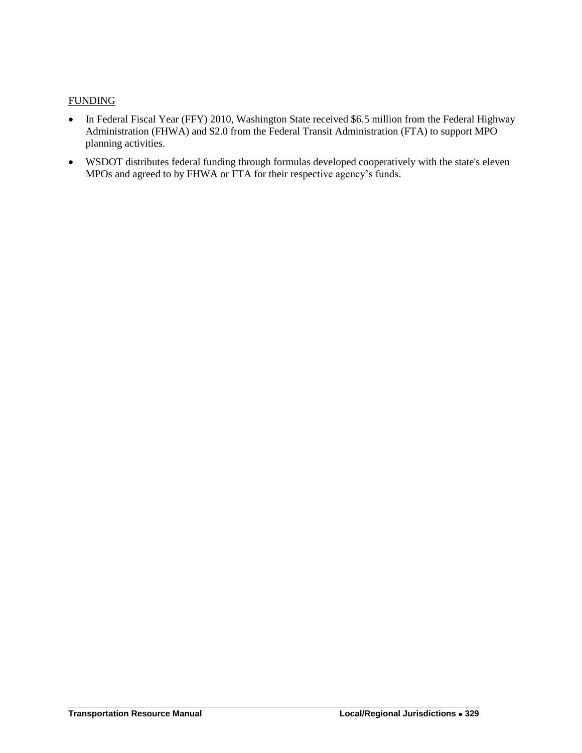FUNDING

- In Federal Fiscal Year (FFY) 2010, Washington State received $6.5 million from the Federal Highway Administration (FHWA) and $2.0 from the Federal Transit Administration (FTA) to support MPO planning activities.
- WSDOT distributes federal funding through formulas developed cooperatively with the state's eleven MPOs and agreed to by FHWA or FTA for their respective agency's funds.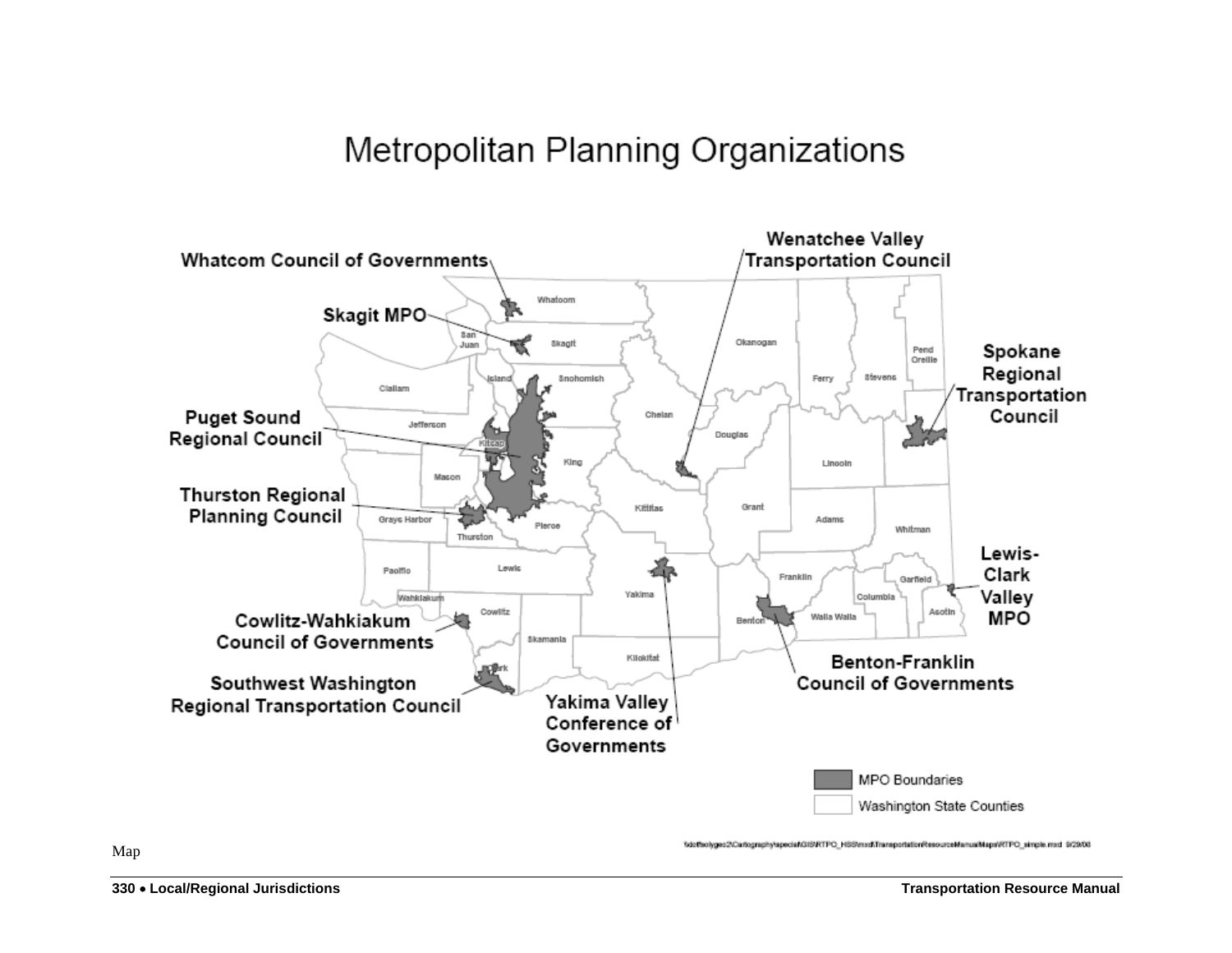# Metropolitan Planning Organizations

Whatcom Council of Governments

Skagit MPO

Puget Sound Regional Council

Thurston Regional Planning Council

Cowlitz-Wahkiakum Council of Governments

Southwest Washington Regional Transportation Council

Yakima Valley Conference of Governments

Wenatchee Valley Transportation Council

Spokane Regional Transportation Council

Lewis-Clark Valley MPO

Benton-Franklin Council of Governments

MPO Boundaries

Washington State Counties

Map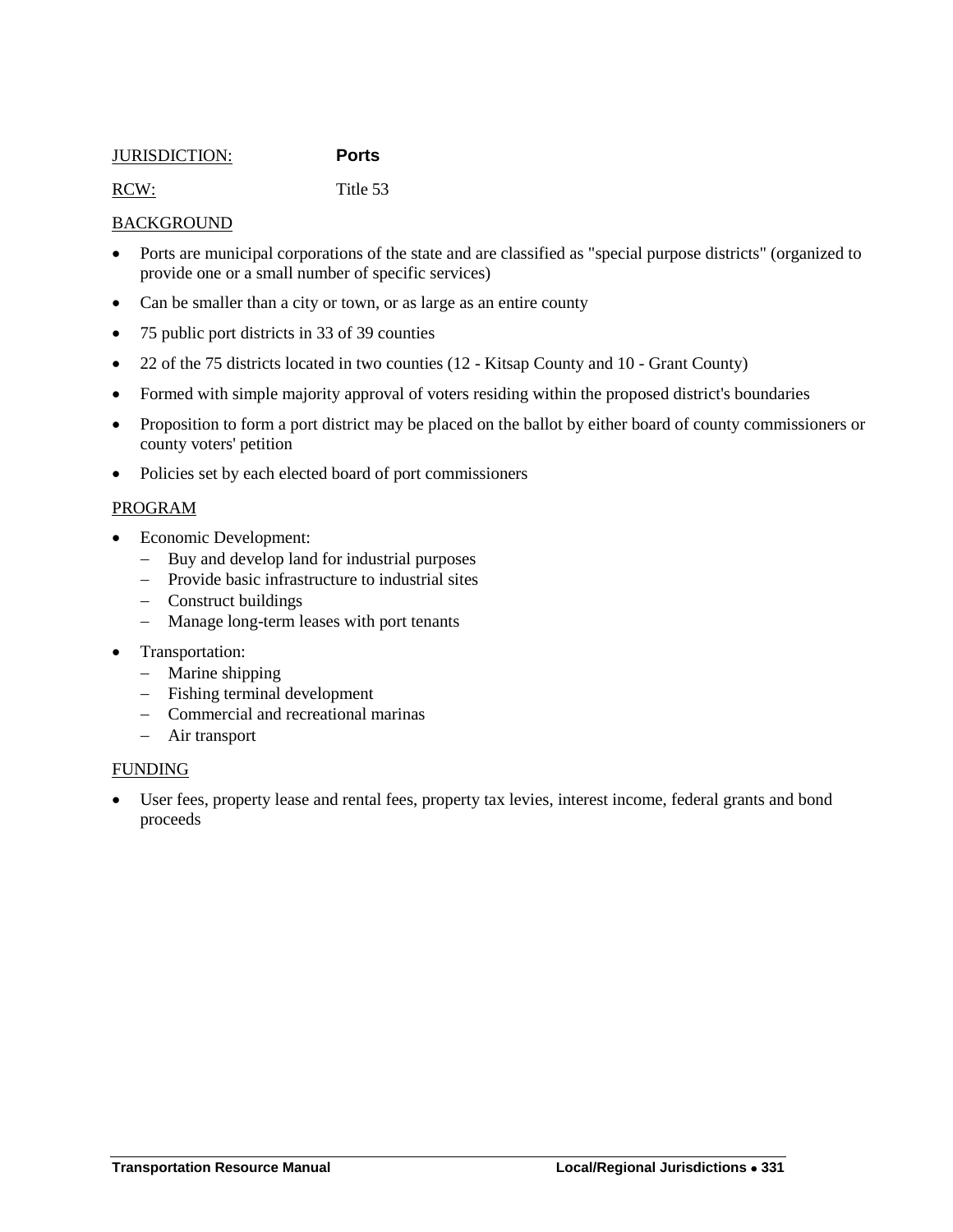JURISDICTION: **Ports**

RCW: Title 53

BACKGROUND

- Ports are municipal corporations of the state and are classified as "special purpose districts" (organized to provide one or a small number of specific services)
- Can be smaller than a city or town, or as large as an entire county
- 75 public port districts in 33 of 39 counties
- 22 of the 75 districts located in two counties (12 - Kitsap County and 10 - Grant County)
- Formed with simple majority approval of voters residing within the proposed district's boundaries
- Proposition to form a port district may be placed on the ballot by either board of county commissioners or county voters' petition
- Policies set by each elected board of port commissioners

PROGRAM

- Economic Development:
  - Buy and develop land for industrial purposes
  - Provide basic infrastructure to industrial sites
  - Construct buildings
  - Manage long-term leases with port tenants
- Transportation:
  - Marine shipping
  - Fishing terminal development
  - Commercial and recreational marinas
  - Air transport

FUNDING

- User fees, property lease and rental fees, property tax levies, interest income, federal grants and bond proceeds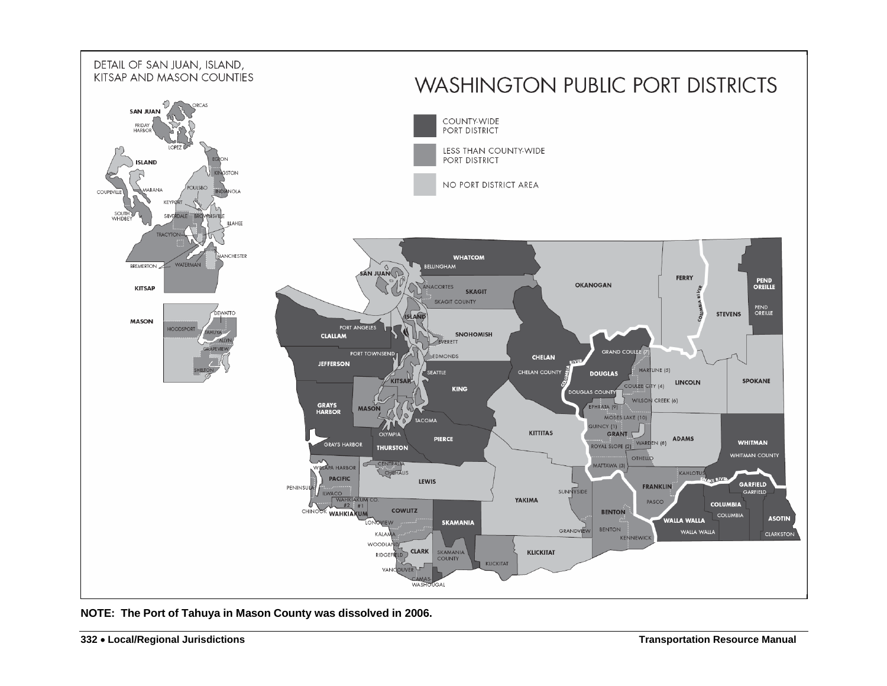# WASHINGTON PUBLIC PORT DISTRICTS

DETAIL OF SAN JUAN, ISLAND, KITSAP AND MASON COUNTIES

- COUNTY-WIDE PORT DISTRICT
- LESS THAN COUNTY-WIDE PORT DISTRICT
- NO PORT DISTRICT AREA

**NOTE: The Port of Tahuya in Mason County was dissolved in 2006.**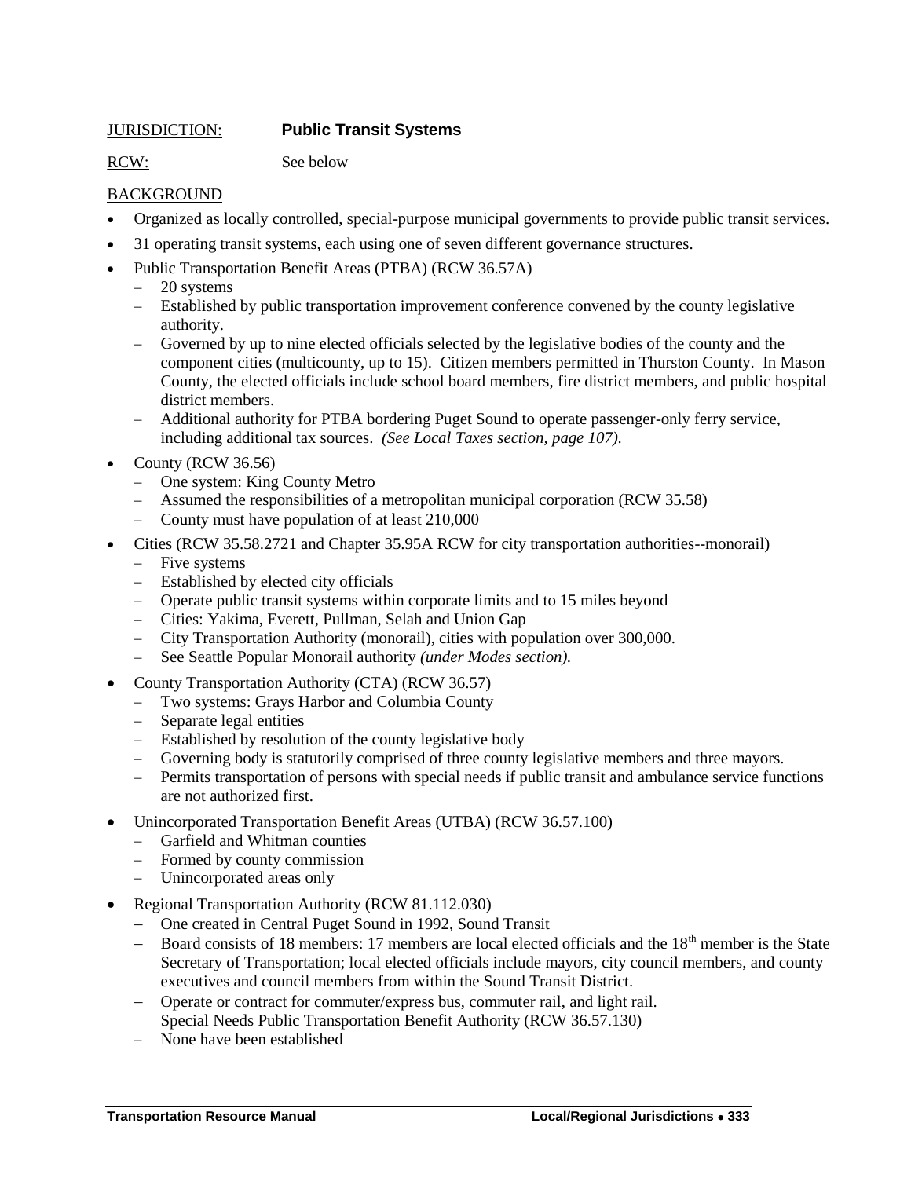JURISDICTION: **Public Transit Systems**

RCW: See below

BACKGROUND

- Organized as locally controlled, special-purpose municipal governments to provide public transit services.
- 31 operating transit systems, each using one of seven different governance structures.
- Public Transportation Benefit Areas (PTBA) (RCW 36.57A)
  - 20 systems
  - Established by public transportation improvement conference convened by the county legislative authority.
  - Governed by up to nine elected officials selected by the legislative bodies of the county and the component cities (multicounty, up to 15). Citizen members permitted in Thurston County. In Mason County, the elected officials include school board members, fire district members, and public hospital district members.
  - Additional authority for PTBA bordering Puget Sound to operate passenger-only ferry service, including additional tax sources. *(See Local Taxes section, page 107).*
- County (RCW 36.56)
  - One system: King County Metro
  - Assumed the responsibilities of a metropolitan municipal corporation (RCW 35.58)
  - County must have population of at least 210,000
- Cities (RCW 35.58.2721 and Chapter 35.95A RCW for city transportation authorities--monorail)
  - Five systems
  - Established by elected city officials
  - Operate public transit systems within corporate limits and to 15 miles beyond
  - Cities: Yakima, Everett, Pullman, Selah and Union Gap
  - City Transportation Authority (monorail), cities with population over 300,000.
  - See Seattle Popular Monorail authority *(under Modes section).*
- County Transportation Authority (CTA) (RCW 36.57)
  - Two systems: Grays Harbor and Columbia County
  - Separate legal entities
  - Established by resolution of the county legislative body
  - Governing body is statutorily comprised of three county legislative members and three mayors.
  - Permits transportation of persons with special needs if public transit and ambulance service functions are not authorized first.
- Unincorporated Transportation Benefit Areas (UTBA) (RCW 36.57.100)
  - Garfield and Whitman counties
  - Formed by county commission
  - Unincorporated areas only
- Regional Transportation Authority (RCW 81.112.030)
  - One created in Central Puget Sound in 1992, Sound Transit
  - Board consists of 18 members: 17 members are local elected officials and the 18th member is the State Secretary of Transportation; local elected officials include mayors, city council members, and county executives and council members from within the Sound Transit District.
  - Operate or contract for commuter/express bus, commuter rail, and light rail.
    Special Needs Public Transportation Benefit Authority (RCW 36.57.130)
  - None have been established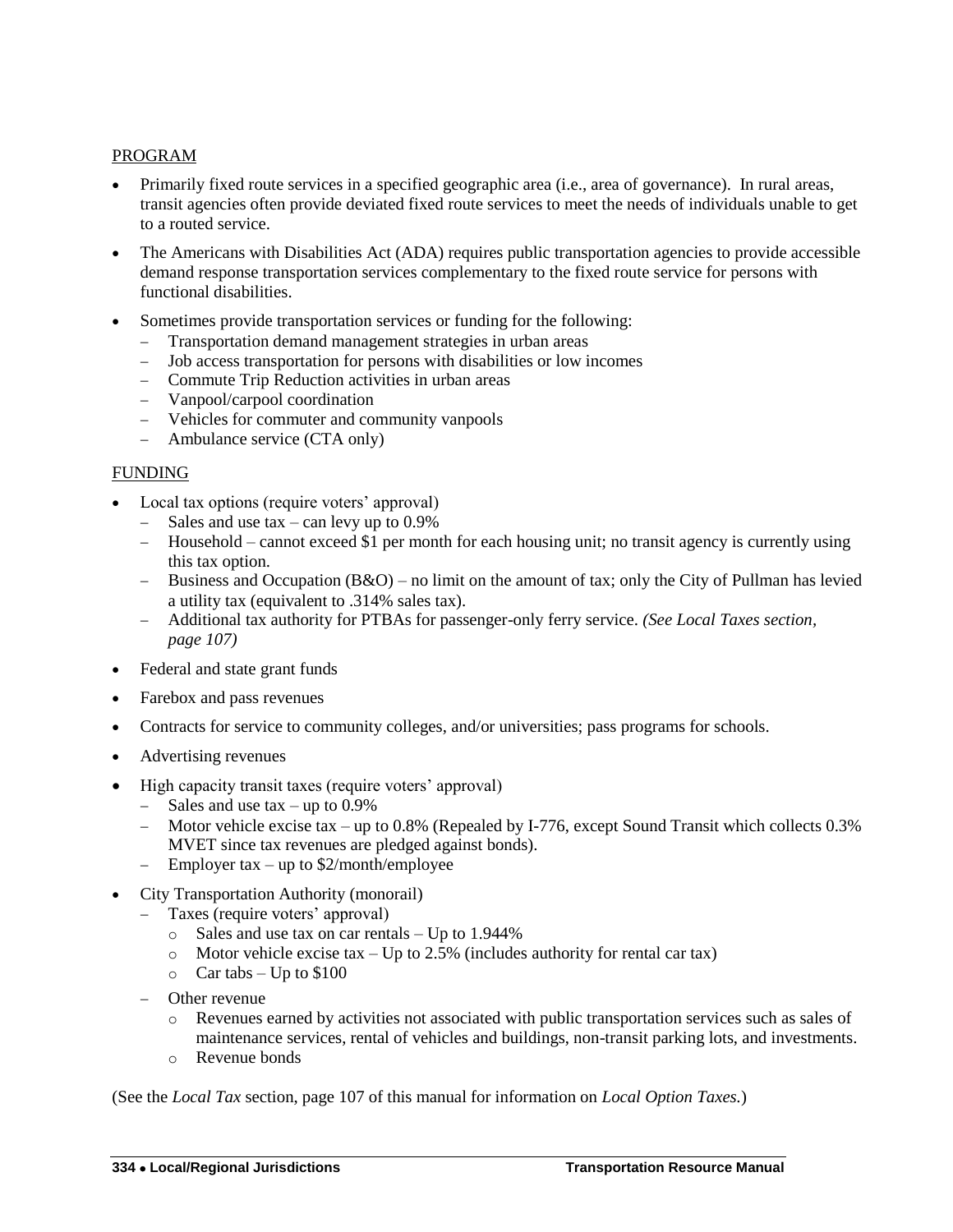PROGRAM

- Primarily fixed route services in a specified geographic area (i.e., area of governance). In rural areas, transit agencies often provide deviated fixed route services to meet the needs of individuals unable to get to a routed service.
- The Americans with Disabilities Act (ADA) requires public transportation agencies to provide accessible demand response transportation services complementary to the fixed route service for persons with functional disabilities.
- Sometimes provide transportation services or funding for the following:
  - Transportation demand management strategies in urban areas
  - Job access transportation for persons with disabilities or low incomes
  - Commute Trip Reduction activities in urban areas
  - Vanpool/carpool coordination
  - Vehicles for commuter and community vanpools
  - Ambulance service (CTA only)

FUNDING

- Local tax options (require voters' approval)
  - Sales and use tax – can levy up to 0.9%
  - Household – cannot exceed $1 per month for each housing unit; no transit agency is currently using this tax option.
  - Business and Occupation (B&O) – no limit on the amount of tax; only the City of Pullman has levied a utility tax (equivalent to .314% sales tax).
  - Additional tax authority for PTBAs for passenger-only ferry service. *(See Local Taxes section, page 107)*
- Federal and state grant funds
- Farebox and pass revenues
- Contracts for service to community colleges, and/or universities; pass programs for schools.
- Advertising revenues
- High capacity transit taxes (require voters' approval)
  - Sales and use tax – up to 0.9%
  - Motor vehicle excise tax – up to 0.8% (Repealed by I-776, except Sound Transit which collects 0.3% MVET since tax revenues are pledged against bonds).
  - Employer tax – up to $2/month/employee
- City Transportation Authority (monorail)
  - Taxes (require voters' approval)
    - Sales and use tax on car rentals – Up to 1.944%
    - Motor vehicle excise tax – Up to 2.5% (includes authority for rental car tax)
    - Car tabs – Up to $100
  - Other revenue
    - Revenues earned by activities not associated with public transportation services such as sales of maintenance services, rental of vehicles and buildings, non-transit parking lots, and investments.
    - Revenue bonds

(See the *Local Tax* section, page 107 of this manual for information on *Local Option Taxes.*)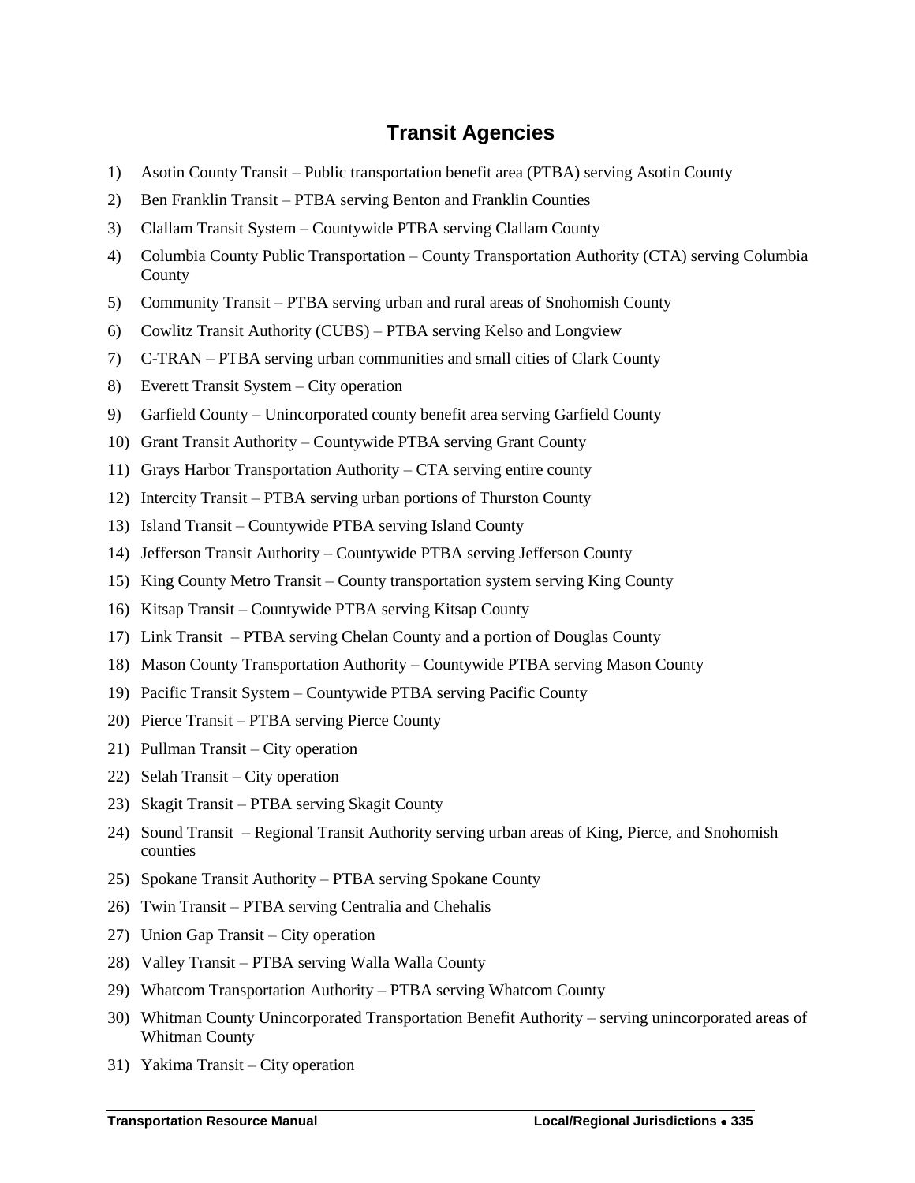# Transit Agencies

1) Asotin County Transit – Public transportation benefit area (PTBA) serving Asotin County
2) Ben Franklin Transit – PTBA serving Benton and Franklin Counties
3) Clallam Transit System – Countywide PTBA serving Clallam County
4) Columbia County Public Transportation – County Transportation Authority (CTA) serving Columbia County
5) Community Transit – PTBA serving urban and rural areas of Snohomish County
6) Cowlitz Transit Authority (CUBS) – PTBA serving Kelso and Longview
7) C-TRAN – PTBA serving urban communities and small cities of Clark County
8) Everett Transit System – City operation
9) Garfield County – Unincorporated county benefit area serving Garfield County
10) Grant Transit Authority – Countywide PTBA serving Grant County
11) Grays Harbor Transportation Authority – CTA serving entire county
12) Intercity Transit – PTBA serving urban portions of Thurston County
13) Island Transit – Countywide PTBA serving Island County
14) Jefferson Transit Authority – Countywide PTBA serving Jefferson County
15) King County Metro Transit – County transportation system serving King County
16) Kitsap Transit – Countywide PTBA serving Kitsap County
17) Link Transit – PTBA serving Chelan County and a portion of Douglas County
18) Mason County Transportation Authority – Countywide PTBA serving Mason County
19) Pacific Transit System – Countywide PTBA serving Pacific County
20) Pierce Transit – PTBA serving Pierce County
21) Pullman Transit – City operation
22) Selah Transit – City operation
23) Skagit Transit – PTBA serving Skagit County
24) Sound Transit – Regional Transit Authority serving urban areas of King, Pierce, and Snohomish counties
25) Spokane Transit Authority – PTBA serving Spokane County
26) Twin Transit – PTBA serving Centralia and Chehalis
27) Union Gap Transit – City operation
28) Valley Transit – PTBA serving Walla Walla County
29) Whatcom Transportation Authority – PTBA serving Whatcom County
30) Whitman County Unincorporated Transportation Benefit Authority – serving unincorporated areas of Whitman County
31) Yakima Transit – City operation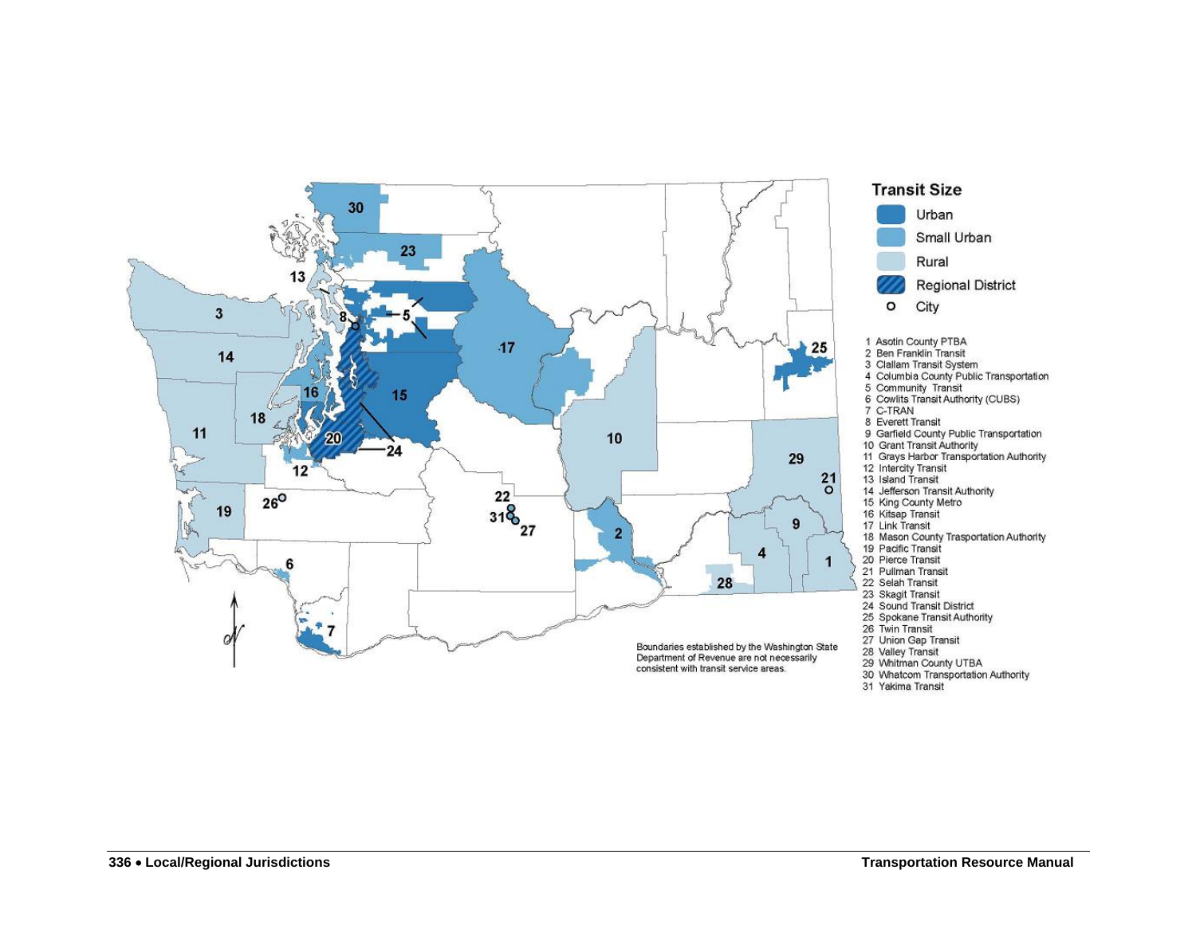**Transit Size**

- Urban
- Small Urban
- Rural
- Regional District
- City

1 Asotin County PTBA
2 Ben Franklin Transit
3 Clallam Transit System
4 Columbia County Public Transportation
5 Community Transit
6 Cowlits Transit Authority (CUBS)
7 C-TRAN
8 Everett Transit
9 Garfield County Public Transportation
10 Grant Transit Authority
11 Grays Harbor Transportation Authority
12 Intercity Transit
13 Island Transit
14 Jefferson Transit Authority
15 King County Metro
16 Kitsap Transit
17 Link Transit
18 Mason County Trasportation Authority
19 Pacific Transit
20 Pierce Transit
21 Pullman Transit
22 Selah Transit
23 Skagit Transit
24 Sound Transit District
25 Spokane Transit Authority
26 Twin Transit
27 Union Gap Transit
28 Valley Transit
29 Whitman County UTBA
30 Whatcom Transportation Authority
31 Yakima Transit

Boundaries established by the Washington State Department of Revenue are not necessarily consistent with transit service areas.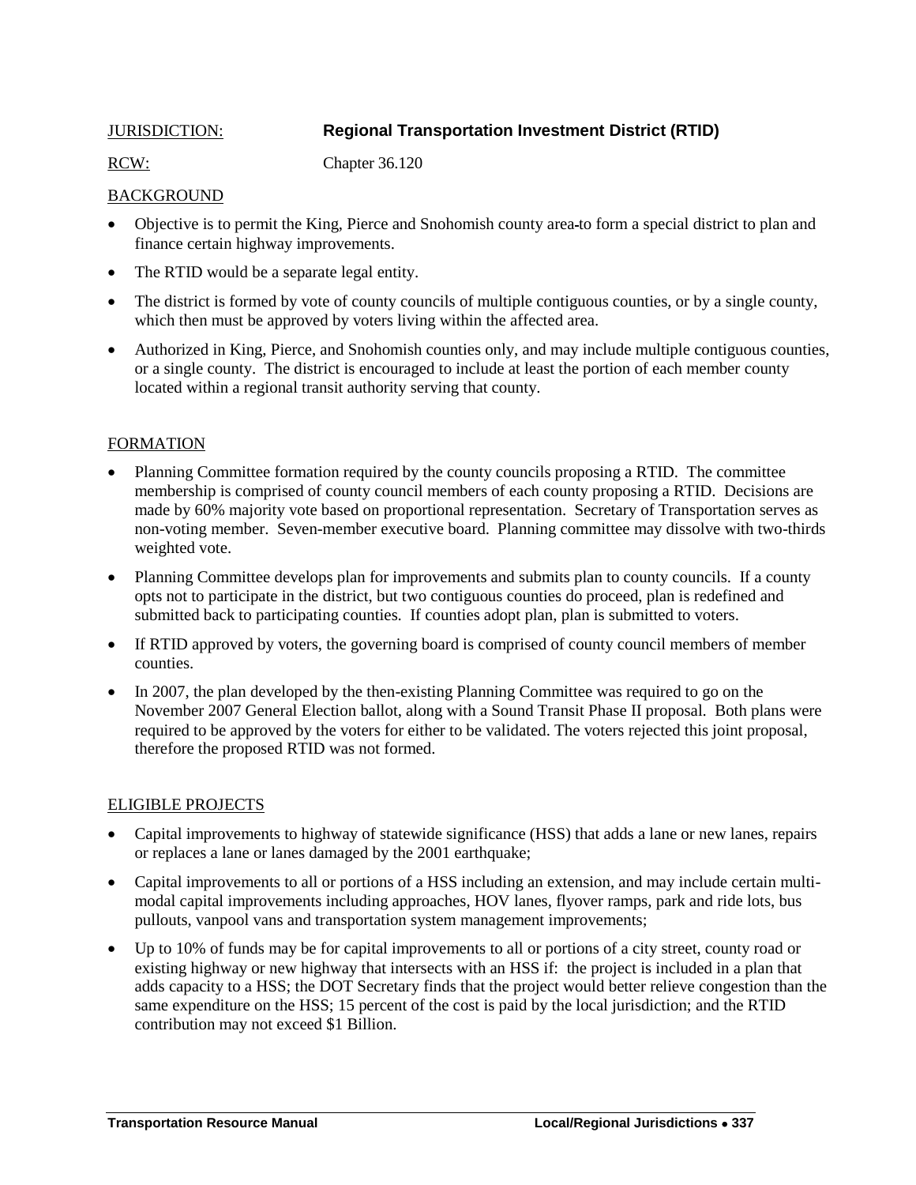JURISDICTION: **Regional Transportation Investment District (RTID)**

RCW: Chapter 36.120

## BACKGROUND

- Objective is to permit the King, Pierce and Snohomish county area to form a special district to plan and finance certain highway improvements.
- The RTID would be a separate legal entity.
- The district is formed by vote of county councils of multiple contiguous counties, or by a single county, which then must be approved by voters living within the affected area.
- Authorized in King, Pierce, and Snohomish counties only, and may include multiple contiguous counties, or a single county. The district is encouraged to include at least the portion of each member county located within a regional transit authority serving that county.

## FORMATION

- Planning Committee formation required by the county councils proposing a RTID. The committee membership is comprised of county council members of each county proposing a RTID. Decisions are made by 60% majority vote based on proportional representation. Secretary of Transportation serves as non-voting member. Seven-member executive board. Planning committee may dissolve with two-thirds weighted vote.
- Planning Committee develops plan for improvements and submits plan to county councils. If a county opts not to participate in the district, but two contiguous counties do proceed, plan is redefined and submitted back to participating counties. If counties adopt plan, plan is submitted to voters.
- If RTID approved by voters, the governing board is comprised of county council members of member counties.
- In 2007, the plan developed by the then-existing Planning Committee was required to go on the November 2007 General Election ballot, along with a Sound Transit Phase II proposal. Both plans were required to be approved by the voters for either to be validated. The voters rejected this joint proposal, therefore the proposed RTID was not formed.

## ELIGIBLE PROJECTS

- Capital improvements to highway of statewide significance (HSS) that adds a lane or new lanes, repairs or replaces a lane or lanes damaged by the 2001 earthquake;
- Capital improvements to all or portions of a HSS including an extension, and may include certain multi-modal capital improvements including approaches, HOV lanes, flyover ramps, park and ride lots, bus pullouts, vanpool vans and transportation system management improvements;
- Up to 10% of funds may be for capital improvements to all or portions of a city street, county road or existing highway or new highway that intersects with an HSS if: the project is included in a plan that adds capacity to a HSS; the DOT Secretary finds that the project would better relieve congestion than the same expenditure on the HSS; 15 percent of the cost is paid by the local jurisdiction; and the RTID contribution may not exceed $1 Billion.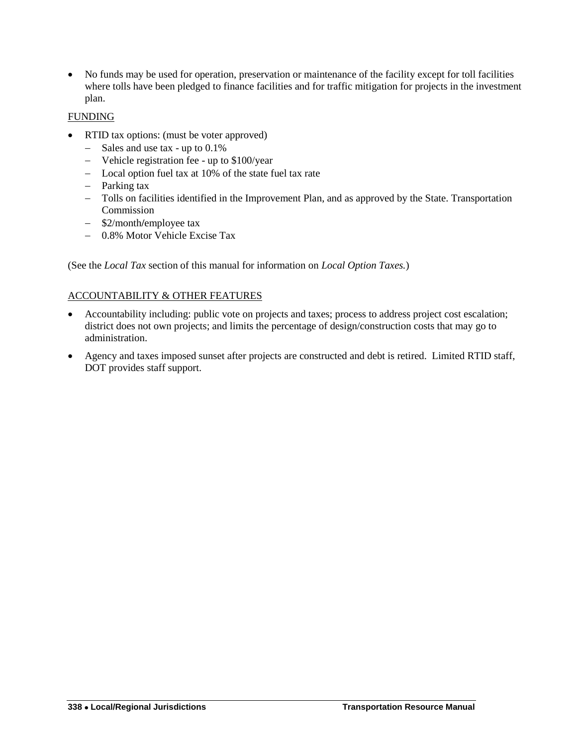- No funds may be used for operation, preservation or maintenance of the facility except for toll facilities where tolls have been pledged to finance facilities and for traffic mitigation for projects in the investment plan.

<u>FUNDING</u>

- RTID tax options: (must be voter approved)
  - Sales and use tax - up to 0.1%
  - Vehicle registration fee - up to $100/year
  - Local option fuel tax at 10% of the state fuel tax rate
  - Parking tax
  - Tolls on facilities identified in the Improvement Plan, and as approved by the State. Transportation Commission
  - $2/month/employee tax
  - 0.8% Motor Vehicle Excise Tax

(See the *Local Tax* section of this manual for information on *Local Option Taxes.*)

<u>ACCOUNTABILITY & OTHER FEATURES</u>

- Accountability including: public vote on projects and taxes; process to address project cost escalation; district does not own projects; and limits the percentage of design/construction costs that may go to administration.
- Agency and taxes imposed sunset after projects are constructed and debt is retired. Limited RTID staff, DOT provides staff support.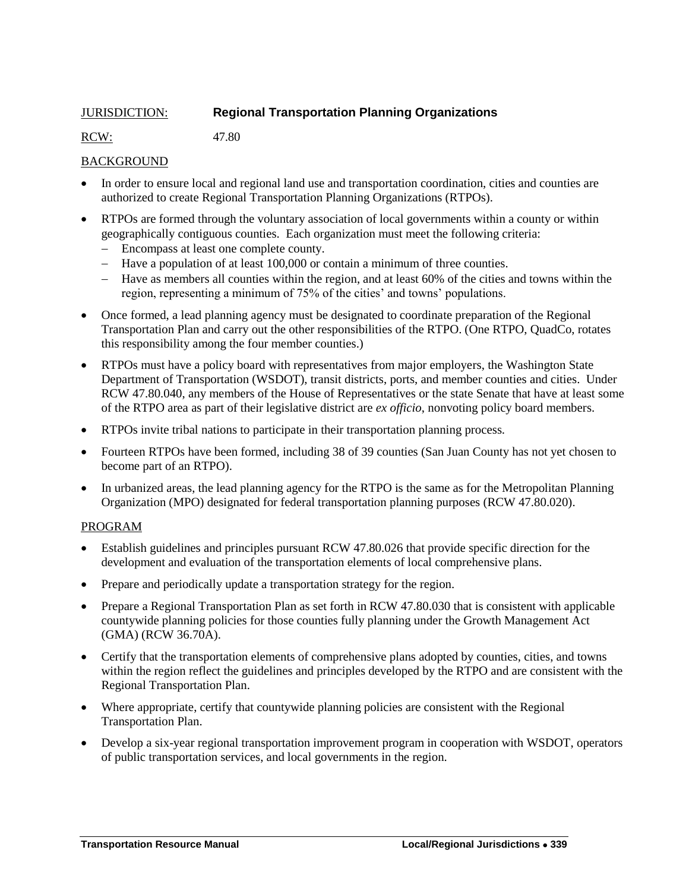JURISDICTION: **Regional Transportation Planning Organizations**

RCW: 47.80

BACKGROUND

- In order to ensure local and regional land use and transportation coordination, cities and counties are authorized to create Regional Transportation Planning Organizations (RTPOs).
- RTPOs are formed through the voluntary association of local governments within a county or within geographically contiguous counties. Each organization must meet the following criteria:
  - Encompass at least one complete county.
  - Have a population of at least 100,000 or contain a minimum of three counties.
  - Have as members all counties within the region, and at least 60% of the cities and towns within the region, representing a minimum of 75% of the cities' and towns' populations.
- Once formed, a lead planning agency must be designated to coordinate preparation of the Regional Transportation Plan and carry out the other responsibilities of the RTPO. (One RTPO, QuadCo, rotates this responsibility among the four member counties.)
- RTPOs must have a policy board with representatives from major employers, the Washington State Department of Transportation (WSDOT), transit districts, ports, and member counties and cities. Under RCW 47.80.040, any members of the House of Representatives or the state Senate that have at least some of the RTPO area as part of their legislative district are *ex officio*, nonvoting policy board members.
- RTPOs invite tribal nations to participate in their transportation planning process.
- Fourteen RTPOs have been formed, including 38 of 39 counties (San Juan County has not yet chosen to become part of an RTPO).
- In urbanized areas, the lead planning agency for the RTPO is the same as for the Metropolitan Planning Organization (MPO) designated for federal transportation planning purposes (RCW 47.80.020).

PROGRAM

- Establish guidelines and principles pursuant RCW 47.80.026 that provide specific direction for the development and evaluation of the transportation elements of local comprehensive plans.
- Prepare and periodically update a transportation strategy for the region.
- Prepare a Regional Transportation Plan as set forth in RCW 47.80.030 that is consistent with applicable countywide planning policies for those counties fully planning under the Growth Management Act (GMA) (RCW 36.70A).
- Certify that the transportation elements of comprehensive plans adopted by counties, cities, and towns within the region reflect the guidelines and principles developed by the RTPO and are consistent with the Regional Transportation Plan.
- Where appropriate, certify that countywide planning policies are consistent with the Regional Transportation Plan.
- Develop a six-year regional transportation improvement program in cooperation with WSDOT, operators of public transportation services, and local governments in the region.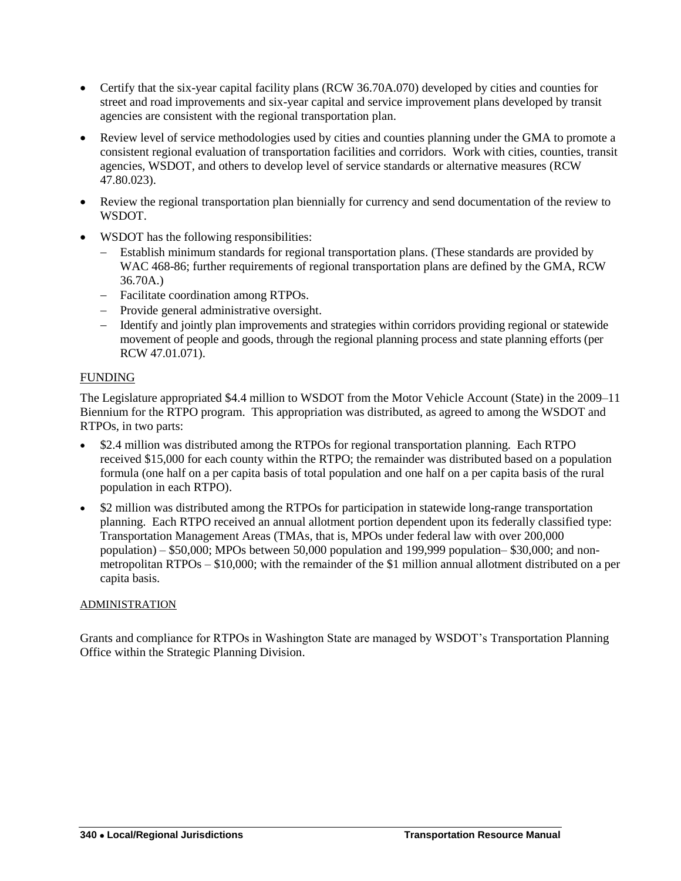- Certify that the six-year capital facility plans (RCW 36.70A.070) developed by cities and counties for street and road improvements and six-year capital and service improvement plans developed by transit agencies are consistent with the regional transportation plan.
- Review level of service methodologies used by cities and counties planning under the GMA to promote a consistent regional evaluation of transportation facilities and corridors. Work with cities, counties, transit agencies, WSDOT, and others to develop level of service standards or alternative measures (RCW 47.80.023).
- Review the regional transportation plan biennially for currency and send documentation of the review to WSDOT.
- WSDOT has the following responsibilities:
  - Establish minimum standards for regional transportation plans. (These standards are provided by WAC 468-86; further requirements of regional transportation plans are defined by the GMA, RCW 36.70A.)
  - Facilitate coordination among RTPOs.
  - Provide general administrative oversight.
  - Identify and jointly plan improvements and strategies within corridors providing regional or statewide movement of people and goods, through the regional planning process and state planning efforts (per RCW 47.01.071).

FUNDING

The Legislature appropriated $4.4 million to WSDOT from the Motor Vehicle Account (State) in the 2009–11 Biennium for the RTPO program. This appropriation was distributed, as agreed to among the WSDOT and RTPOs, in two parts:

- $2.4 million was distributed among the RTPOs for regional transportation planning. Each RTPO received $15,000 for each county within the RTPO; the remainder was distributed based on a population formula (one half on a per capita basis of total population and one half on a per capita basis of the rural population in each RTPO).
- $2 million was distributed among the RTPOs for participation in statewide long-range transportation planning. Each RTPO received an annual allotment portion dependent upon its federally classified type: Transportation Management Areas (TMAs, that is, MPOs under federal law with over 200,000 population) – $50,000; MPOs between 50,000 population and 199,999 population– $30,000; and non-metropolitan RTPOs – $10,000; with the remainder of the $1 million annual allotment distributed on a per capita basis.

ADMINISTRATION

Grants and compliance for RTPOs in Washington State are managed by WSDOT's Transportation Planning Office within the Strategic Planning Division.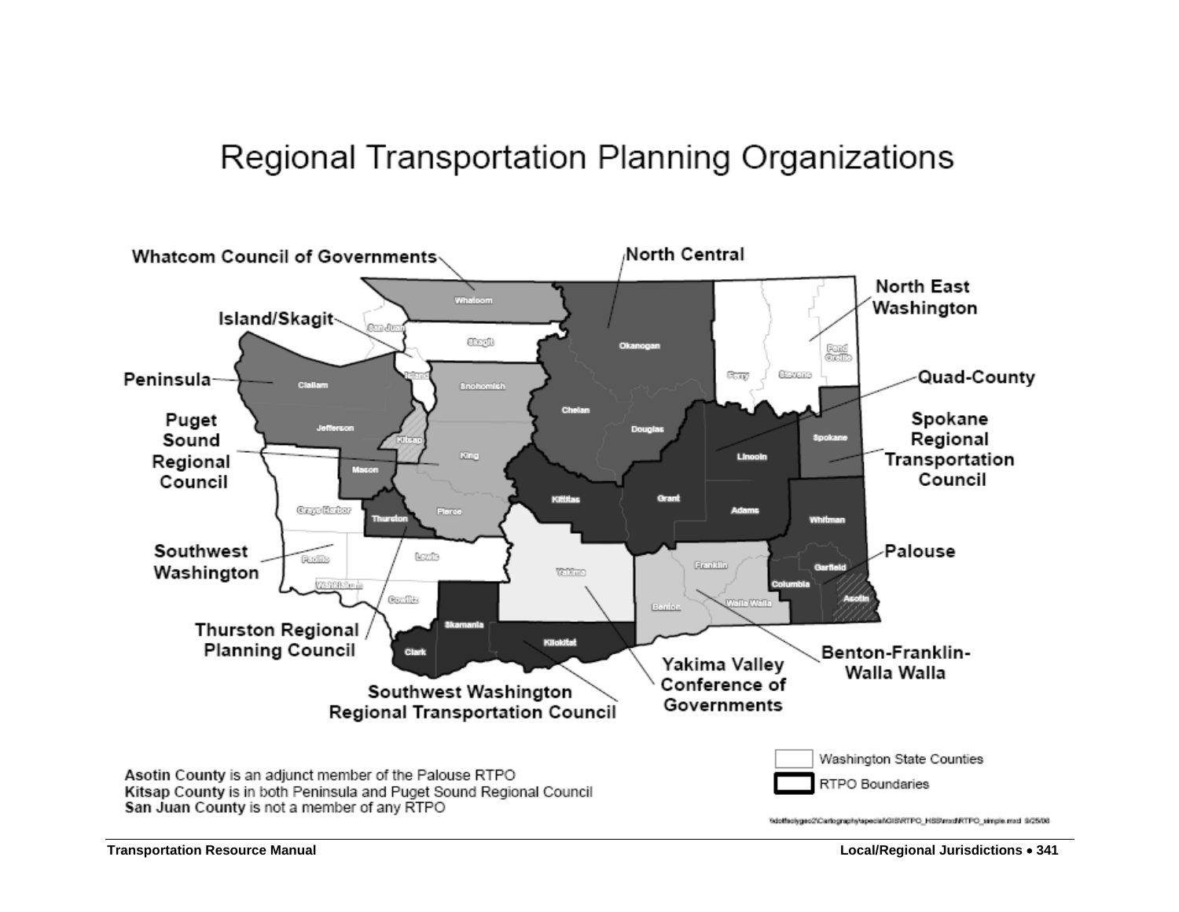# Regional Transportation Planning Organizations

Whatcom Council of Governments

North Central

North East Washington

Island/Skagit

Peninsula

Quad-County

Puget Sound Regional Council

Spokane Regional Transportation Council

Southwest Washington

Palouse

Thurston Regional Planning Council

Benton-Franklin-Walla Walla

Yakima Valley Conference of Governments

Southwest Washington Regional Transportation Council

Whatcom, San Juan, Skagit, Island, Snohomish, Okanogan, Ferry, Stevens, Pend Oreille, Clallam, Jefferson, Kitsap, King, Chelan, Douglas, Lincoln, Spokane, Mason, Grays Harbor, Thurston, Pierce, Kittitas, Grant, Adams, Whitman, Pacific, Lewis, Yakima, Franklin, Garfield, Columbia, Asotin, Wahkiakum, Cowlitz, Benton, Walla Walla, Skamania, Clark, Klickitat

Washington State Counties

RTPO Boundaries

**Asotin County** is an adjunct member of the Palouse RTPO
**Kitsap County** is in both Peninsula and Puget Sound Regional Council
**San Juan County** is not a member of any RTPO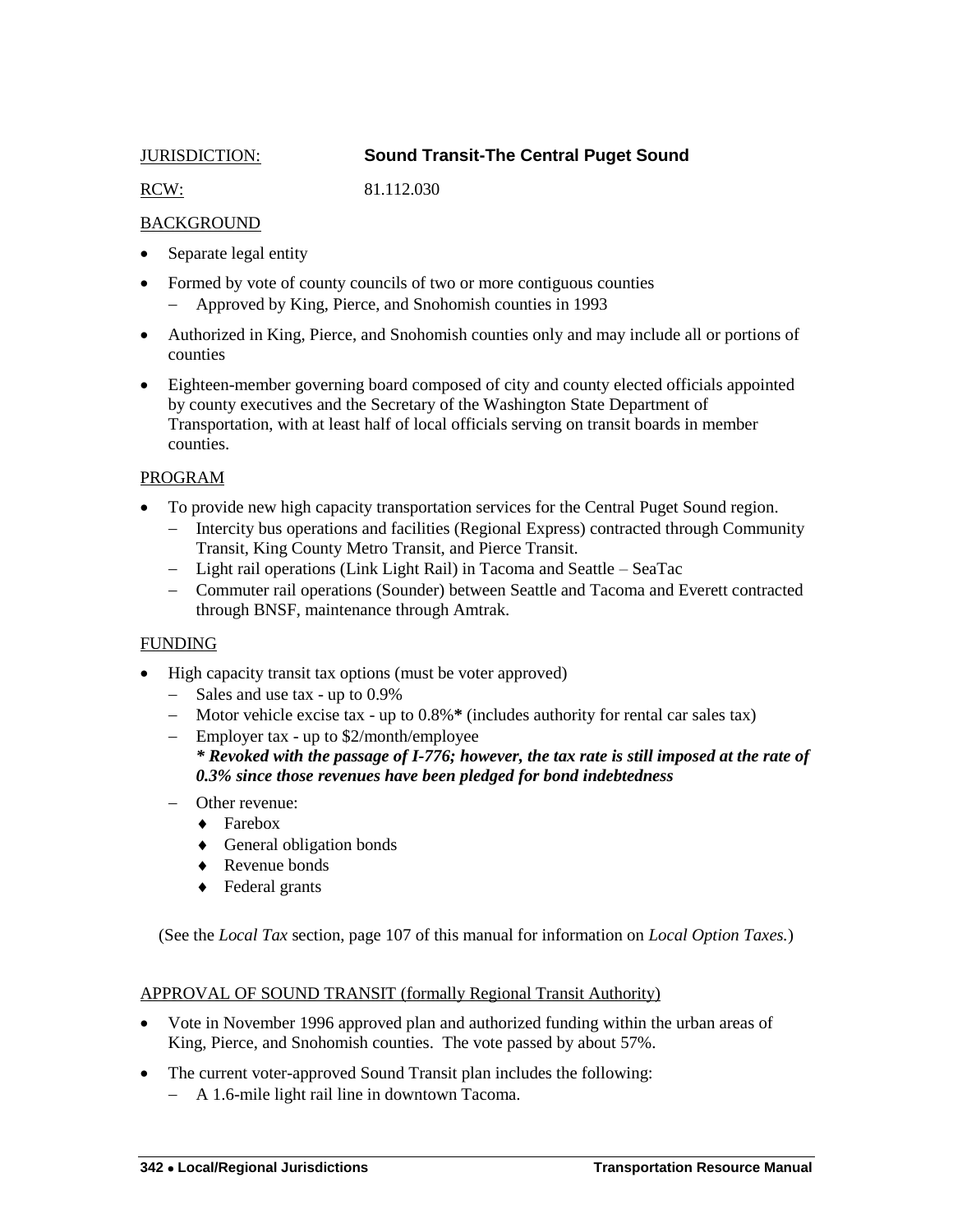JURISDICTION: **Sound Transit-The Central Puget Sound**

RCW: 81.112.030

BACKGROUND

- Separate legal entity
- Formed by vote of county councils of two or more contiguous counties
  - Approved by King, Pierce, and Snohomish counties in 1993
- Authorized in King, Pierce, and Snohomish counties only and may include all or portions of counties
- Eighteen-member governing board composed of city and county elected officials appointed by county executives and the Secretary of the Washington State Department of Transportation, with at least half of local officials serving on transit boards in member counties.

PROGRAM

- To provide new high capacity transportation services for the Central Puget Sound region.
  - Intercity bus operations and facilities (Regional Express) contracted through Community Transit, King County Metro Transit, and Pierce Transit.
  - Light rail operations (Link Light Rail) in Tacoma and Seattle – SeaTac
  - Commuter rail operations (Sounder) between Seattle and Tacoma and Everett contracted through BNSF, maintenance through Amtrak.

FUNDING

- High capacity transit tax options (must be voter approved)
  - Sales and use tax - up to 0.9%
  - Motor vehicle excise tax - up to 0.8%**\*** (includes authority for rental car sales tax)
  - Employer tax - up to $2/month/employee
    ***\* Revoked with the passage of I-776; however, the tax rate is still imposed at the rate of 0.3% since those revenues have been pledged for bond indebtedness***
  - Other revenue:
    - Farebox
    - General obligation bonds
    - Revenue bonds
    - Federal grants

(See the *Local Tax* section, page 107 of this manual for information on *Local Option Taxes.*)

APPROVAL OF SOUND TRANSIT (formally Regional Transit Authority)

- Vote in November 1996 approved plan and authorized funding within the urban areas of King, Pierce, and Snohomish counties. The vote passed by about 57%.
- The current voter-approved Sound Transit plan includes the following:
  - A 1.6-mile light rail line in downtown Tacoma.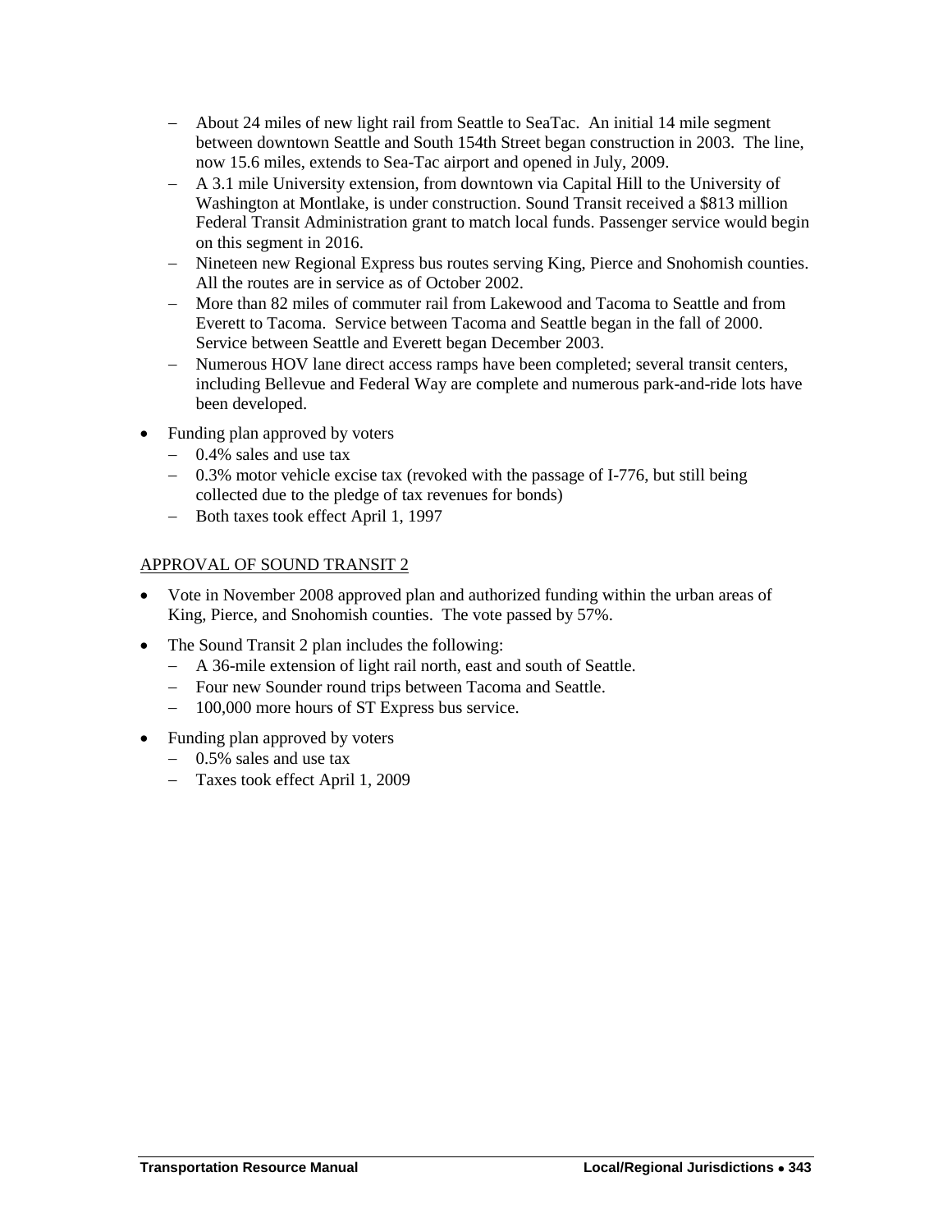- About 24 miles of new light rail from Seattle to SeaTac. An initial 14 mile segment between downtown Seattle and South 154th Street began construction in 2003. The line, now 15.6 miles, extends to Sea-Tac airport and opened in July, 2009.
- A 3.1 mile University extension, from downtown via Capital Hill to the University of Washington at Montlake, is under construction. Sound Transit received a $813 million Federal Transit Administration grant to match local funds. Passenger service would begin on this segment in 2016.
- Nineteen new Regional Express bus routes serving King, Pierce and Snohomish counties. All the routes are in service as of October 2002.
- More than 82 miles of commuter rail from Lakewood and Tacoma to Seattle and from Everett to Tacoma. Service between Tacoma and Seattle began in the fall of 2000. Service between Seattle and Everett began December 2003.
- Numerous HOV lane direct access ramps have been completed; several transit centers, including Bellevue and Federal Way are complete and numerous park-and-ride lots have been developed.

- Funding plan approved by voters
  - 0.4% sales and use tax
  - 0.3% motor vehicle excise tax (revoked with the passage of I-776, but still being collected due to the pledge of tax revenues for bonds)
  - Both taxes took effect April 1, 1997

APPROVAL OF SOUND TRANSIT 2

- Vote in November 2008 approved plan and authorized funding within the urban areas of King, Pierce, and Snohomish counties. The vote passed by 57%.
- The Sound Transit 2 plan includes the following:
  - A 36-mile extension of light rail north, east and south of Seattle.
  - Four new Sounder round trips between Tacoma and Seattle.
  - 100,000 more hours of ST Express bus service.
- Funding plan approved by voters
  - 0.5% sales and use tax
  - Taxes took effect April 1, 2009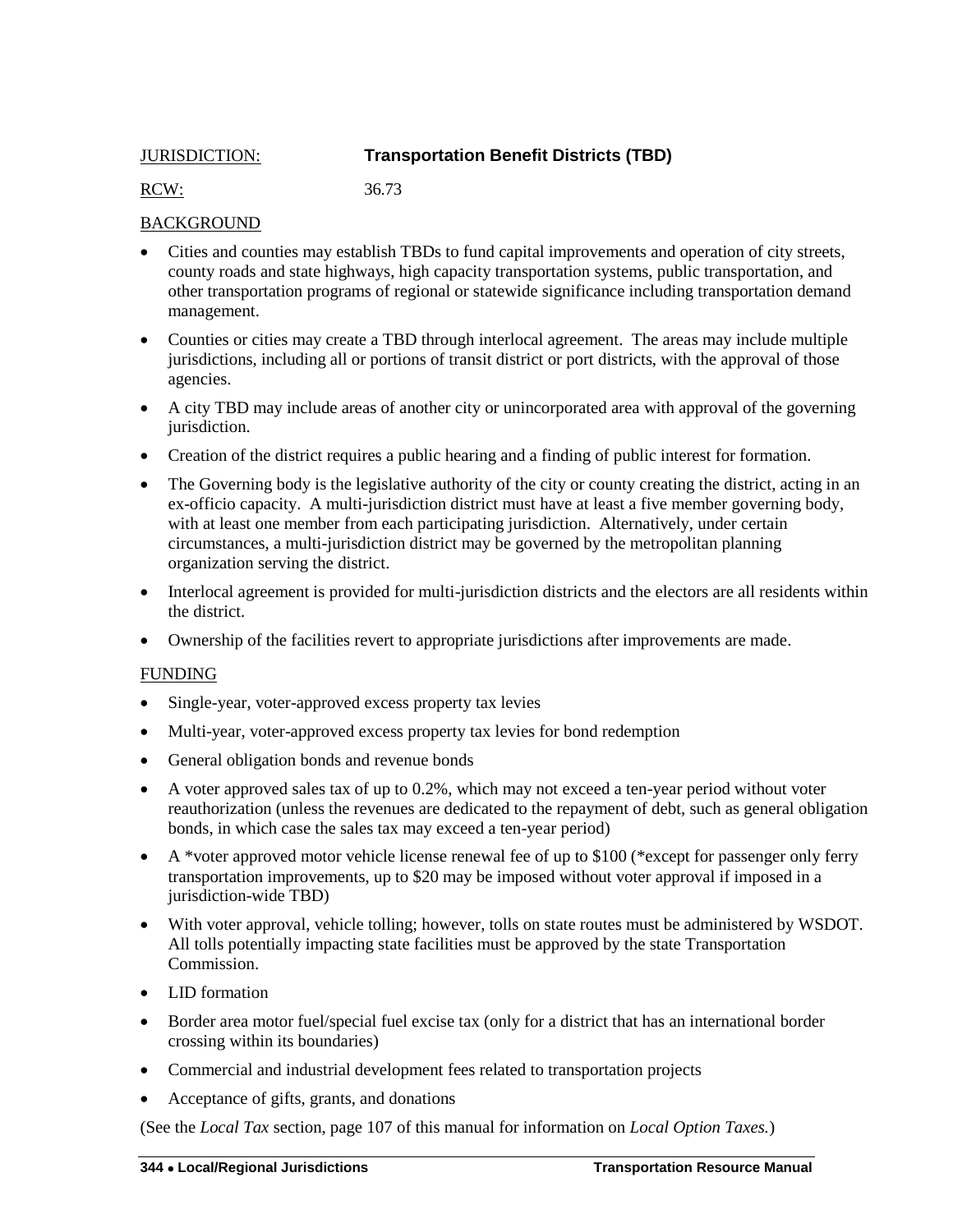JURISDICTION: **Transportation Benefit Districts (TBD)**

RCW: 36.73

BACKGROUND

- Cities and counties may establish TBDs to fund capital improvements and operation of city streets, county roads and state highways, high capacity transportation systems, public transportation, and other transportation programs of regional or statewide significance including transportation demand management.
- Counties or cities may create a TBD through interlocal agreement. The areas may include multiple jurisdictions, including all or portions of transit district or port districts, with the approval of those agencies.
- A city TBD may include areas of another city or unincorporated area with approval of the governing jurisdiction.
- Creation of the district requires a public hearing and a finding of public interest for formation.
- The Governing body is the legislative authority of the city or county creating the district, acting in an ex-officio capacity. A multi-jurisdiction district must have at least a five member governing body, with at least one member from each participating jurisdiction. Alternatively, under certain circumstances, a multi-jurisdiction district may be governed by the metropolitan planning organization serving the district.
- Interlocal agreement is provided for multi-jurisdiction districts and the electors are all residents within the district.
- Ownership of the facilities revert to appropriate jurisdictions after improvements are made.

FUNDING

- Single-year, voter-approved excess property tax levies
- Multi-year, voter-approved excess property tax levies for bond redemption
- General obligation bonds and revenue bonds
- A voter approved sales tax of up to 0.2%, which may not exceed a ten-year period without voter reauthorization (unless the revenues are dedicated to the repayment of debt, such as general obligation bonds, in which case the sales tax may exceed a ten-year period)
- A *voter approved motor vehicle license renewal fee of up to $100 (*except for passenger only ferry transportation improvements, up to $20 may be imposed without voter approval if imposed in a jurisdiction-wide TBD)
- With voter approval, vehicle tolling; however, tolls on state routes must be administered by WSDOT. All tolls potentially impacting state facilities must be approved by the state Transportation Commission.
- LID formation
- Border area motor fuel/special fuel excise tax (only for a district that has an international border crossing within its boundaries)
- Commercial and industrial development fees related to transportation projects
- Acceptance of gifts, grants, and donations

(See the *Local Tax* section, page 107 of this manual for information on *Local Option Taxes.*)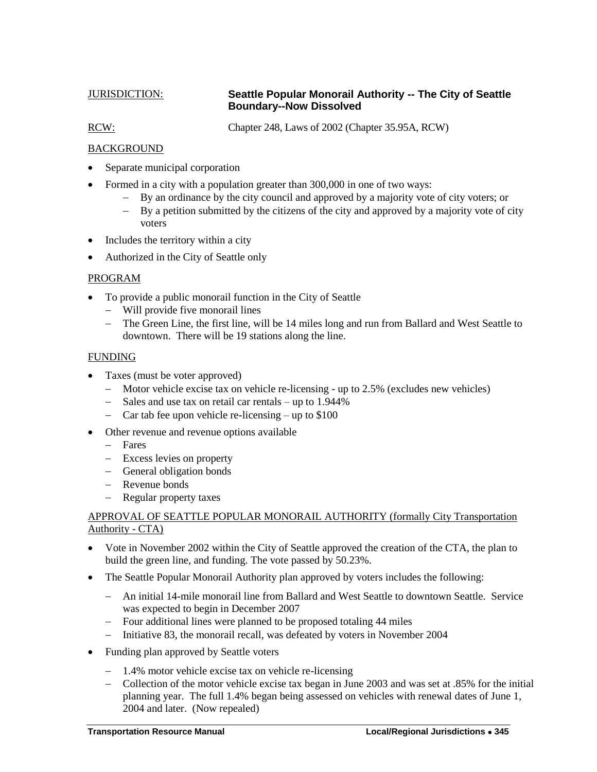JURISDICTION: **Seattle Popular Monorail Authority -- The City of Seattle Boundary--Now Dissolved**

RCW: Chapter 248, Laws of 2002 (Chapter 35.95A, RCW)

BACKGROUND

- Separate municipal corporation
- Formed in a city with a population greater than 300,000 in one of two ways:
  - By an ordinance by the city council and approved by a majority vote of city voters; or
  - By a petition submitted by the citizens of the city and approved by a majority vote of city voters
- Includes the territory within a city
- Authorized in the City of Seattle only

PROGRAM

- To provide a public monorail function in the City of Seattle
  - Will provide five monorail lines
  - The Green Line, the first line, will be 14 miles long and run from Ballard and West Seattle to downtown. There will be 19 stations along the line.

FUNDING

- Taxes (must be voter approved)
  - Motor vehicle excise tax on vehicle re-licensing - up to 2.5% (excludes new vehicles)
  - Sales and use tax on retail car rentals – up to 1.944%
  - Car tab fee upon vehicle re-licensing – up to $100
- Other revenue and revenue options available
  - Fares
  - Excess levies on property
  - General obligation bonds
  - Revenue bonds
  - Regular property taxes

APPROVAL OF SEATTLE POPULAR MONORAIL AUTHORITY (formally City Transportation Authority - CTA)

- Vote in November 2002 within the City of Seattle approved the creation of the CTA, the plan to build the green line, and funding. The vote passed by 50.23%.
- The Seattle Popular Monorail Authority plan approved by voters includes the following:
  - An initial 14-mile monorail line from Ballard and West Seattle to downtown Seattle. Service was expected to begin in December 2007
  - Four additional lines were planned to be proposed totaling 44 miles
  - Initiative 83, the monorail recall, was defeated by voters in November 2004
- Funding plan approved by Seattle voters
  - 1.4% motor vehicle excise tax on vehicle re-licensing
  - Collection of the motor vehicle excise tax began in June 2003 and was set at .85% for the initial planning year. The full 1.4% began being assessed on vehicles with renewal dates of June 1, 2004 and later. (Now repealed)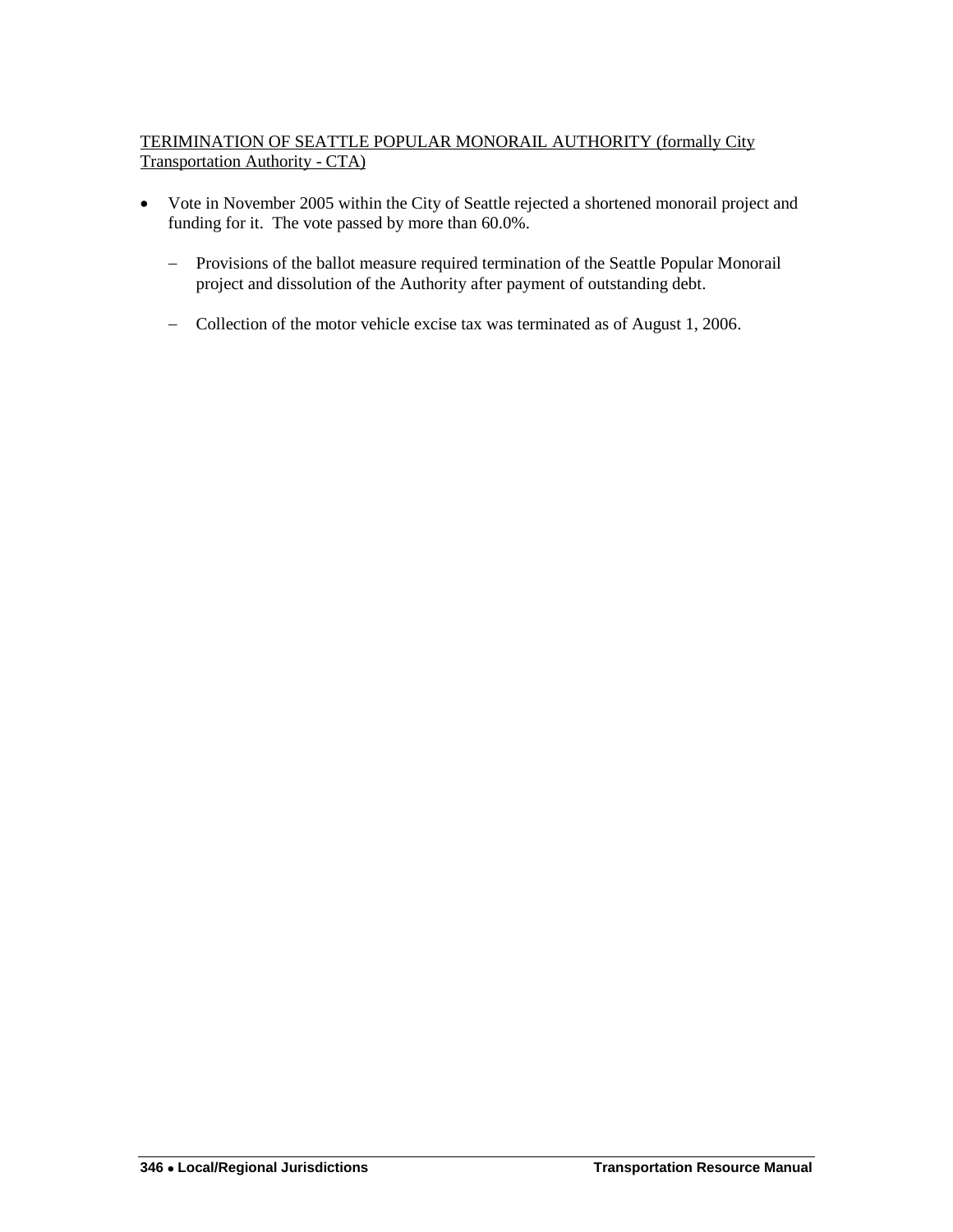<u>TERIMINATION OF SEATTLE POPULAR MONORAIL AUTHORITY (formally City Transportation Authority - CTA)</u>

- Vote in November 2005 within the City of Seattle rejected a shortened monorail project and funding for it. The vote passed by more than 60.0%.
  - Provisions of the ballot measure required termination of the Seattle Popular Monorail project and dissolution of the Authority after payment of outstanding debt.
  - Collection of the motor vehicle excise tax was terminated as of August 1, 2006.